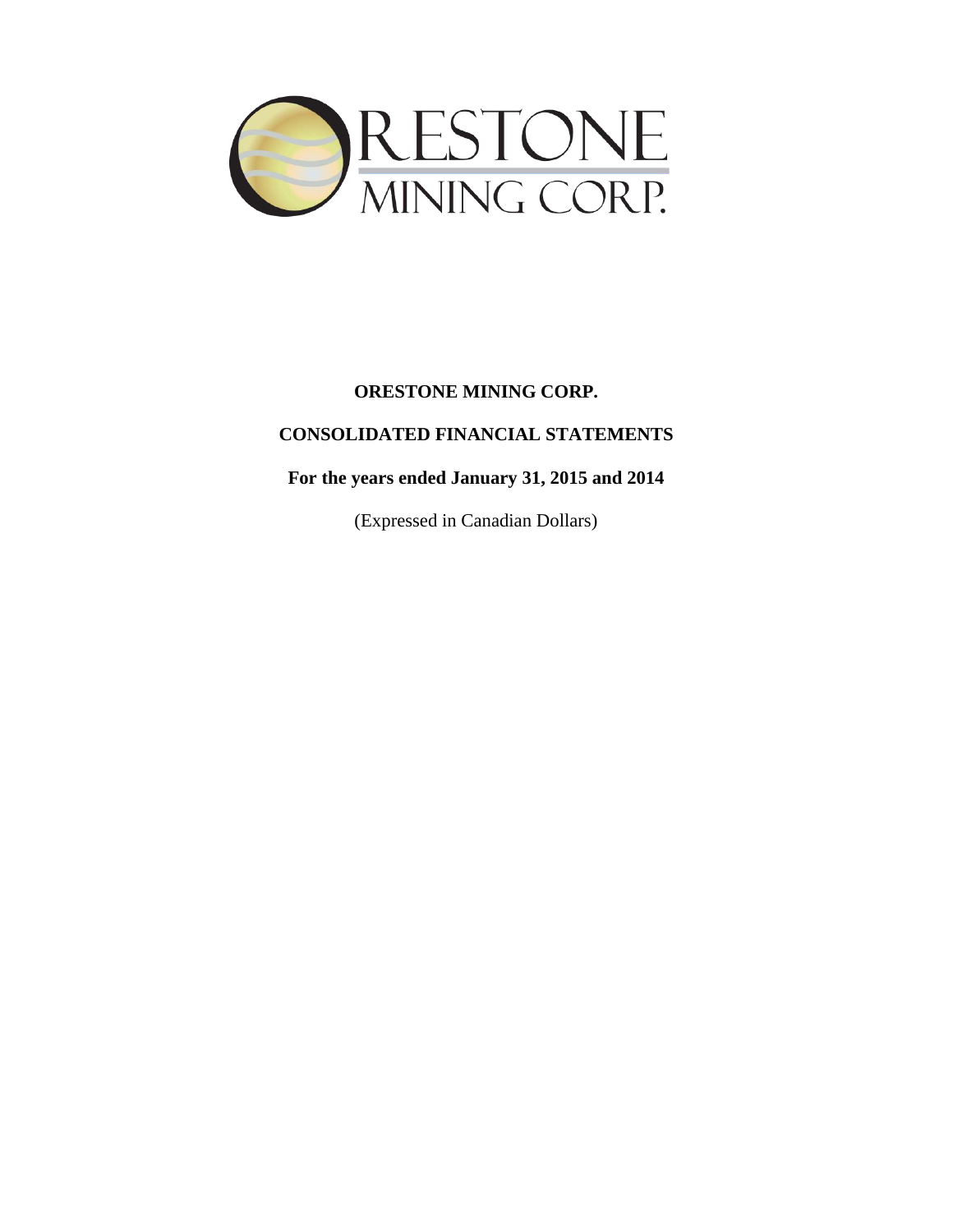# ORESTONE MINING CORP.

## CONSOLIDATED FINANCIAL STATEMENTS

**For the years ended January 31, 2015 and 2014**

(Expressed in Canadian Dollars)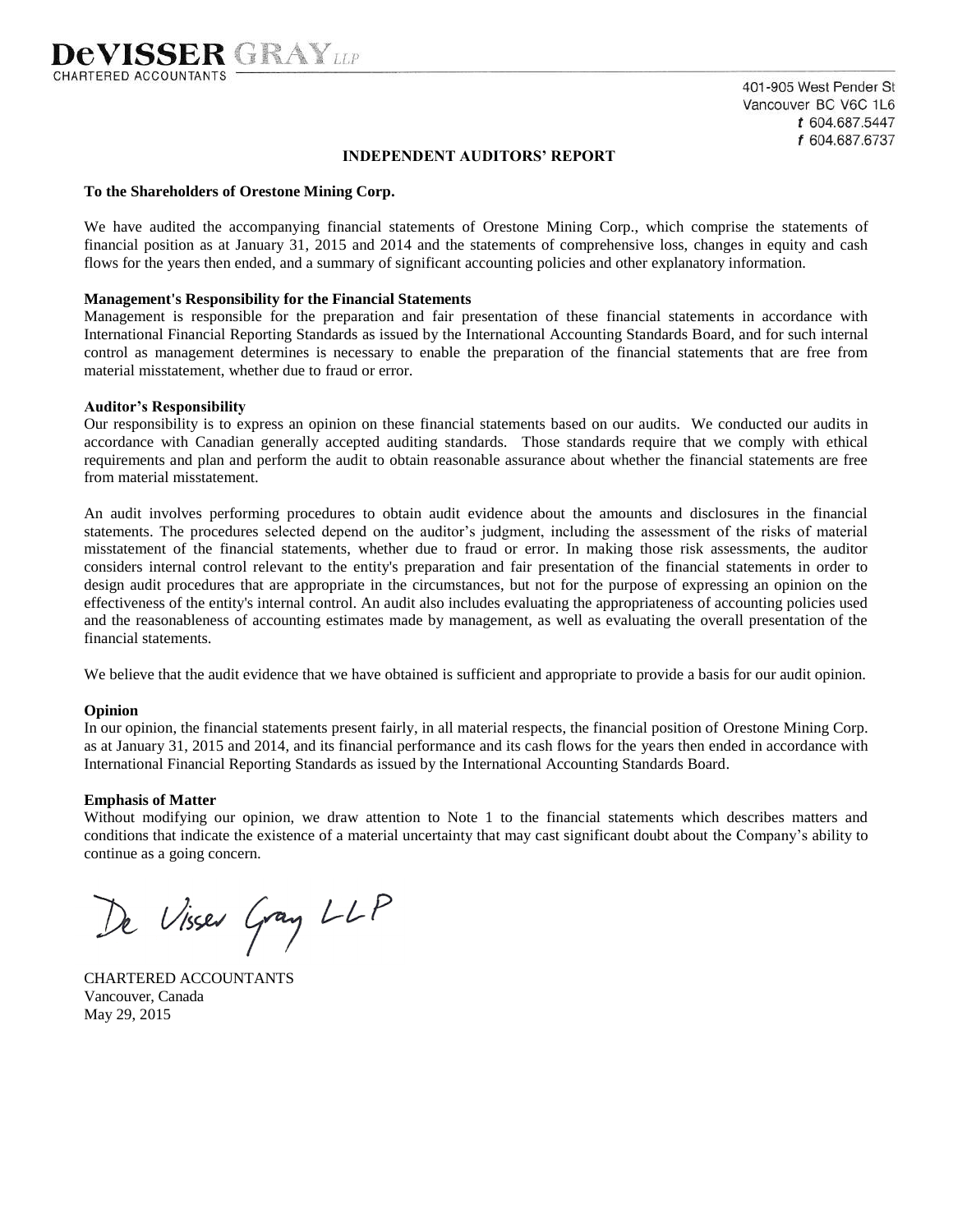DeVISSER GRAY LLP
CHARTERED ACCOUNTANTS

401-905 West Pender St
Vancouver BC V6C 1L6
t 604.687.5447
f 604.687.6737

## INDEPENDENT AUDITORS' REPORT

**To the Shareholders of Orestone Mining Corp.**

We have audited the accompanying financial statements of Orestone Mining Corp., which comprise the statements of financial position as at January 31, 2015 and 2014 and the statements of comprehensive loss, changes in equity and cash flows for the years then ended, and a summary of significant accounting policies and other explanatory information.

**Management's Responsibility for the Financial Statements**

Management is responsible for the preparation and fair presentation of these financial statements in accordance with International Financial Reporting Standards as issued by the International Accounting Standards Board, and for such internal control as management determines is necessary to enable the preparation of the financial statements that are free from material misstatement, whether due to fraud or error.

**Auditor's Responsibility**

Our responsibility is to express an opinion on these financial statements based on our audits. We conducted our audits in accordance with Canadian generally accepted auditing standards. Those standards require that we comply with ethical requirements and plan and perform the audit to obtain reasonable assurance about whether the financial statements are free from material misstatement.

An audit involves performing procedures to obtain audit evidence about the amounts and disclosures in the financial statements. The procedures selected depend on the auditor's judgment, including the assessment of the risks of material misstatement of the financial statements, whether due to fraud or error. In making those risk assessments, the auditor considers internal control relevant to the entity's preparation and fair presentation of the financial statements in order to design audit procedures that are appropriate in the circumstances, but not for the purpose of expressing an opinion on the effectiveness of the entity's internal control. An audit also includes evaluating the appropriateness of accounting policies used and the reasonableness of accounting estimates made by management, as well as evaluating the overall presentation of the financial statements.

We believe that the audit evidence that we have obtained is sufficient and appropriate to provide a basis for our audit opinion.

**Opinion**

In our opinion, the financial statements present fairly, in all material respects, the financial position of Orestone Mining Corp. as at January 31, 2015 and 2014, and its financial performance and its cash flows for the years then ended in accordance with International Financial Reporting Standards as issued by the International Accounting Standards Board.

**Emphasis of Matter**

Without modifying our opinion, we draw attention to Note 1 to the financial statements which describes matters and conditions that indicate the existence of a material uncertainty that may cast significant doubt about the Company's ability to continue as a going concern.

De Visser Gray LLP

CHARTERED ACCOUNTANTS
Vancouver, Canada
May 29, 2015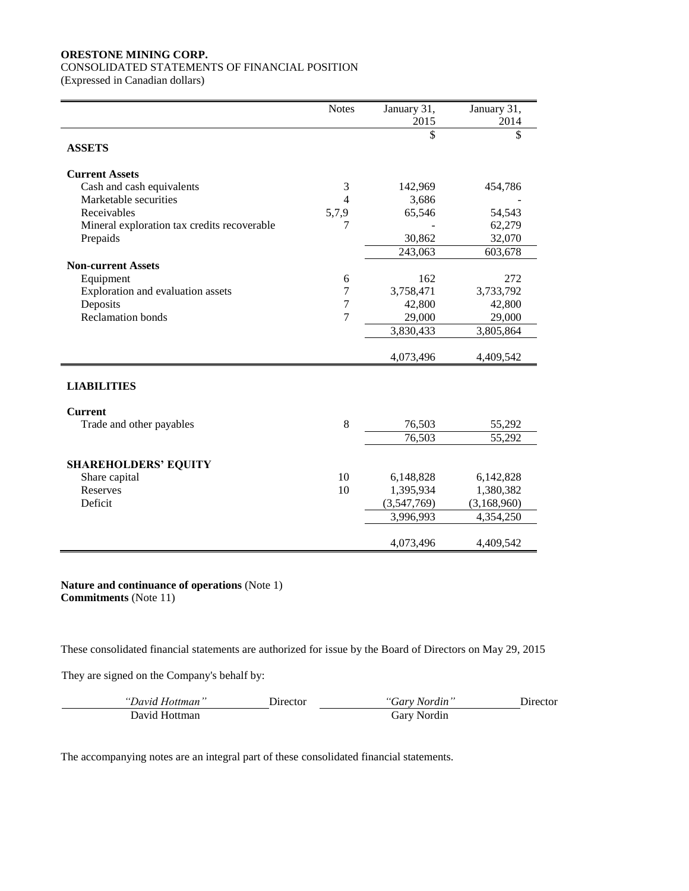**ORESTONE MINING CORP.**
CONSOLIDATED STATEMENTS OF FINANCIAL POSITION
(Expressed in Canadian dollars)

| | Notes | January 31, 2015 | January 31, 2014 |
|---|---|---|---|
| | | $ | $ |
| **ASSETS** | | | |
| **Current Assets** | | | |
| Cash and cash equivalents | 3 | 142,969 | 454,786 |
| Marketable securities | 4 | 3,686 | - |
| Receivables | 5,7,9 | 65,546 | 54,543 |
| Mineral exploration tax credits recoverable | 7 | - | 62,279 |
| Prepaids | | 30,862 | 32,070 |
| | | 243,063 | 603,678 |
| **Non-current Assets** | | | |
| Equipment | 6 | 162 | 272 |
| Exploration and evaluation assets | 7 | 3,758,471 | 3,733,792 |
| Deposits | 7 | 42,800 | 42,800 |
| Reclamation bonds | 7 | 29,000 | 29,000 |
| | | 3,830,433 | 3,805,864 |
| | | 4,073,496 | 4,409,542 |
| **LIABILITIES** | | | |
| **Current** | | | |
| Trade and other payables | 8 | 76,503 | 55,292 |
| | | 76,503 | 55,292 |
| **SHAREHOLDERS' EQUITY** | | | |
| Share capital | 10 | 6,148,828 | 6,142,828 |
| Reserves | 10 | 1,395,934 | 1,380,382 |
| Deficit | | (3,547,769) | (3,168,960) |
| | | 3,996,993 | 4,354,250 |
| | | 4,073,496 | 4,409,542 |

**Nature and continuance of operations** (Note 1)
**Commitments** (Note 11)

These consolidated financial statements are authorized for issue by the Board of Directors on May 29, 2015

They are signed on the Company's behalf by:

| *"David Hottman"* Director | *"Gary Nordin"* Director |
|---|---|
| David Hottman | Gary Nordin |

The accompanying notes are an integral part of these consolidated financial statements.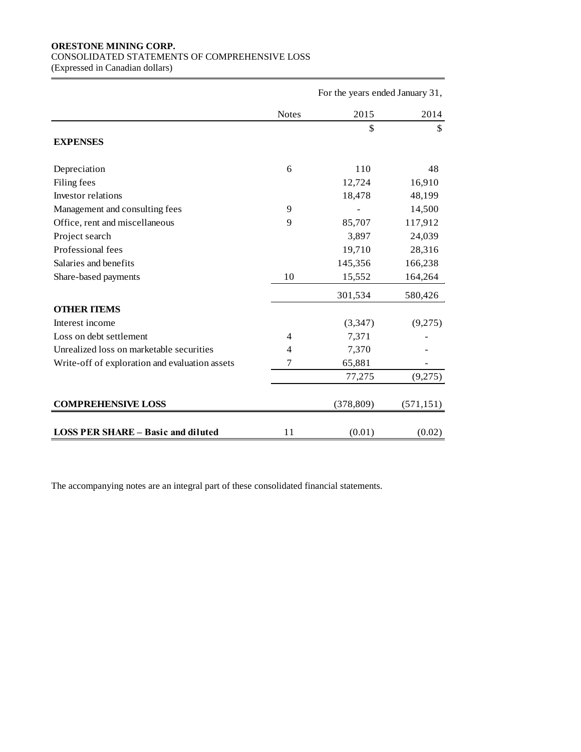**ORESTONE MINING CORP.**
CONSOLIDATED STATEMENTS OF COMPREHENSIVE LOSS
(Expressed in Canadian dollars)

| | | For the years ended January 31, | |
|---|---|---|---|
| | Notes | 2015 | 2014 |
| | | $ | $ |
| **EXPENSES** | | | |
| Depreciation | 6 | 110 | 48 |
| Filing fees | | 12,724 | 16,910 |
| Investor relations | | 18,478 | 48,199 |
| Management and consulting fees | 9 | - | 14,500 |
| Office, rent and miscellaneous | 9 | 85,707 | 117,912 |
| Project search | | 3,897 | 24,039 |
| Professional fees | | 19,710 | 28,316 |
| Salaries and benefits | | 145,356 | 166,238 |
| Share-based payments | 10 | 15,552 | 164,264 |
| | | 301,534 | 580,426 |
| **OTHER ITEMS** | | | |
| Interest income | | (3,347) | (9,275) |
| Loss on debt settlement | 4 | 7,371 | - |
| Unrealized loss on marketable securities | 4 | 7,370 | - |
| Write-off of exploration and evaluation assets | 7 | 65,881 | - |
| | | 77,275 | (9,275) |
| **COMPREHENSIVE LOSS** | | (378,809) | (571,151) |
| **LOSS PER SHARE – Basic and diluted** | 11 | (0.01) | (0.02) |

The accompanying notes are an integral part of these consolidated financial statements.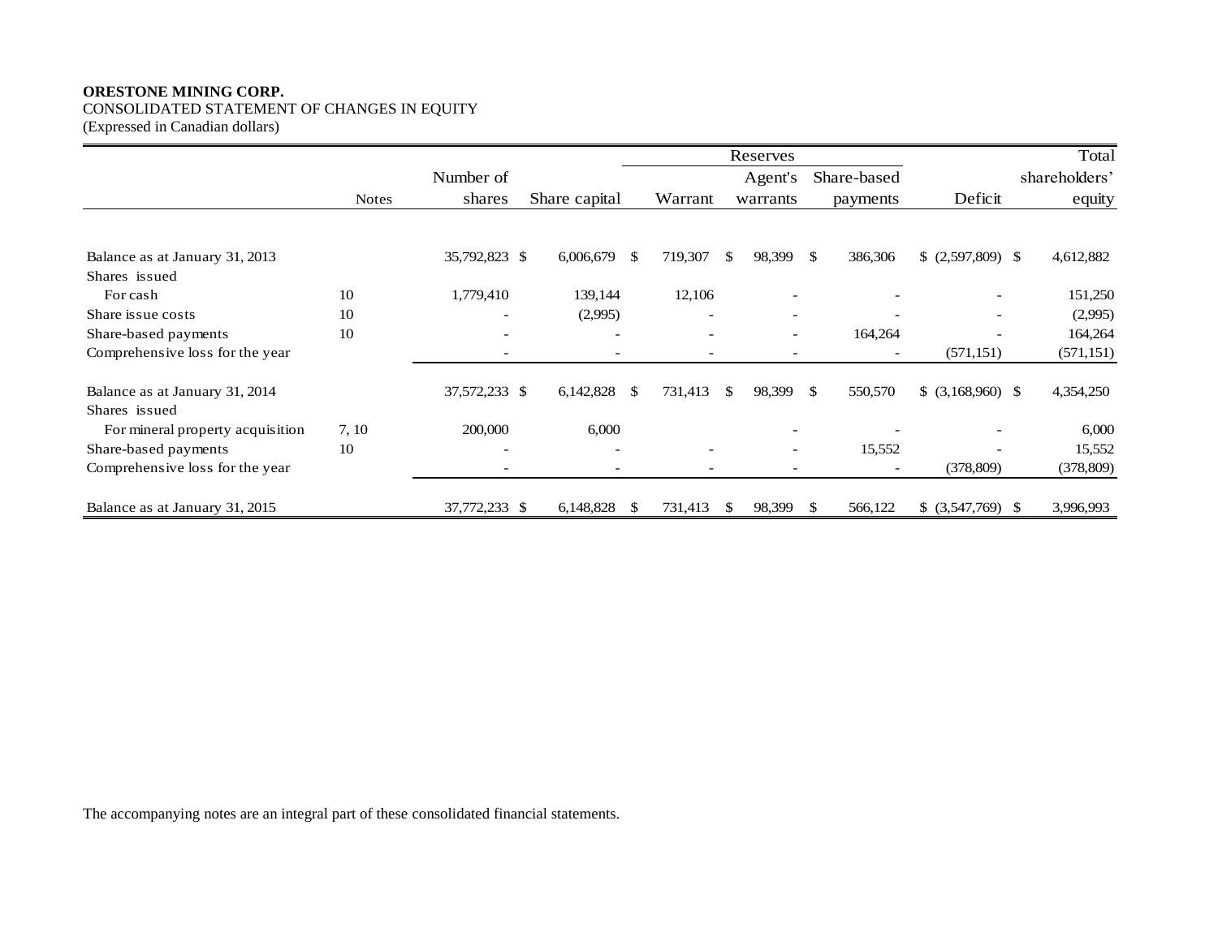**ORESTONE MINING CORP.**
CONSOLIDATED STATEMENT OF CHANGES IN EQUITY
(Expressed in Canadian dollars)

| | | | | Reserves | | | | |
|---|---|---|---|---|---|---|---|---|
| | Notes | Number of shares | Share capital | Warrant | Agent's warrants | Share-based payments | Deficit | Total shareholders' equity |
| Balance as at January 31, 2013 | | 35,792,823 | $ 6,006,679 | $ 719,307 | $ 98,399 | $ 386,306 | $ (2,597,809) | $ 4,612,882 |
| Shares issued | | | | | | | | |
| For cash | 10 | 1,779,410 | 139,144 | 12,106 | - | - | - | 151,250 |
| Share issue costs | 10 | - | (2,995) | - | - | - | - | (2,995) |
| Share-based payments | 10 | - | - | - | - | 164,264 | - | 164,264 |
| Comprehensive loss for the year | | - | - | - | - | - | (571,151) | (571,151) |
| Balance as at January 31, 2014 | | 37,572,233 | $ 6,142,828 | $ 731,413 | $ 98,399 | $ 550,570 | $ (3,168,960) | $ 4,354,250 |
| Shares issued | | | | | | | | |
| For mineral property acquisition | 7, 10 | 200,000 | 6,000 | | - | - | - | 6,000 |
| Share-based payments | 10 | - | - | - | - | 15,552 | - | 15,552 |
| Comprehensive loss for the year | | - | - | - | - | - | (378,809) | (378,809) |
| Balance as at January 31, 2015 | | 37,772,233 | $ 6,148,828 | $ 731,413 | $ 98,399 | $ 566,122 | $ (3,547,769) | $ 3,996,993 |

The accompanying notes are an integral part of these consolidated financial statements.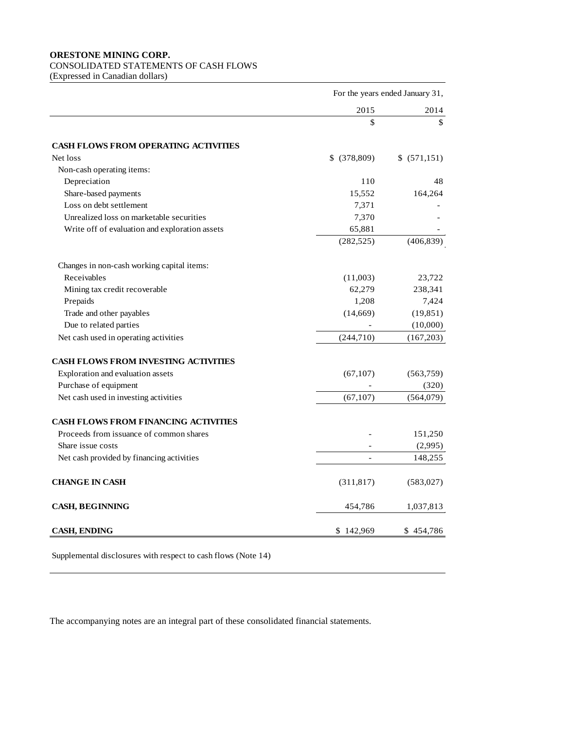**ORESTONE MINING CORP.**

CONSOLIDATED STATEMENTS OF CASH FLOWS

(Expressed in Canadian dollars)

| | For the years ended January 31, | |
|---|---|---|
| | 2015 | 2014 |
| | $ | $ |
| **CASH FLOWS FROM OPERATING ACTIVITIES** | | |
| Net loss | $ (378,809) | $ (571,151) |
| Non-cash operating items: | | |
| Depreciation | 110 | 48 |
| Share-based payments | 15,552 | 164,264 |
| Loss on debt settlement | 7,371 | - |
| Unrealized loss on marketable securities | 7,370 | - |
| Write off of evaluation and exploration assets | 65,881 | - |
| | (282,525) | (406,839) |
| Changes in non-cash working capital items: | | |
| Receivables | (11,003) | 23,722 |
| Mining tax credit recoverable | 62,279 | 238,341 |
| Prepaids | 1,208 | 7,424 |
| Trade and other payables | (14,669) | (19,851) |
| Due to related parties | - | (10,000) |
| Net cash used in operating activities | (244,710) | (167,203) |
| **CASH FLOWS FROM INVESTING ACTIVITIES** | | |
| Exploration and evaluation assets | (67,107) | (563,759) |
| Purchase of equipment | - | (320) |
| Net cash used in investing activities | (67,107) | (564,079) |
| **CASH FLOWS FROM FINANCING ACTIVITIES** | | |
| Proceeds from issuance of common shares | - | 151,250 |
| Share issue costs | - | (2,995) |
| Net cash provided by financing activities | - | 148,255 |
| **CHANGE IN CASH** | (311,817) | (583,027) |
| **CASH, BEGINNING** | 454,786 | 1,037,813 |
| **CASH, ENDING** | $ 142,969 | $ 454,786 |

Supplemental disclosures with respect to cash flows (Note 14)

The accompanying notes are an integral part of these consolidated financial statements.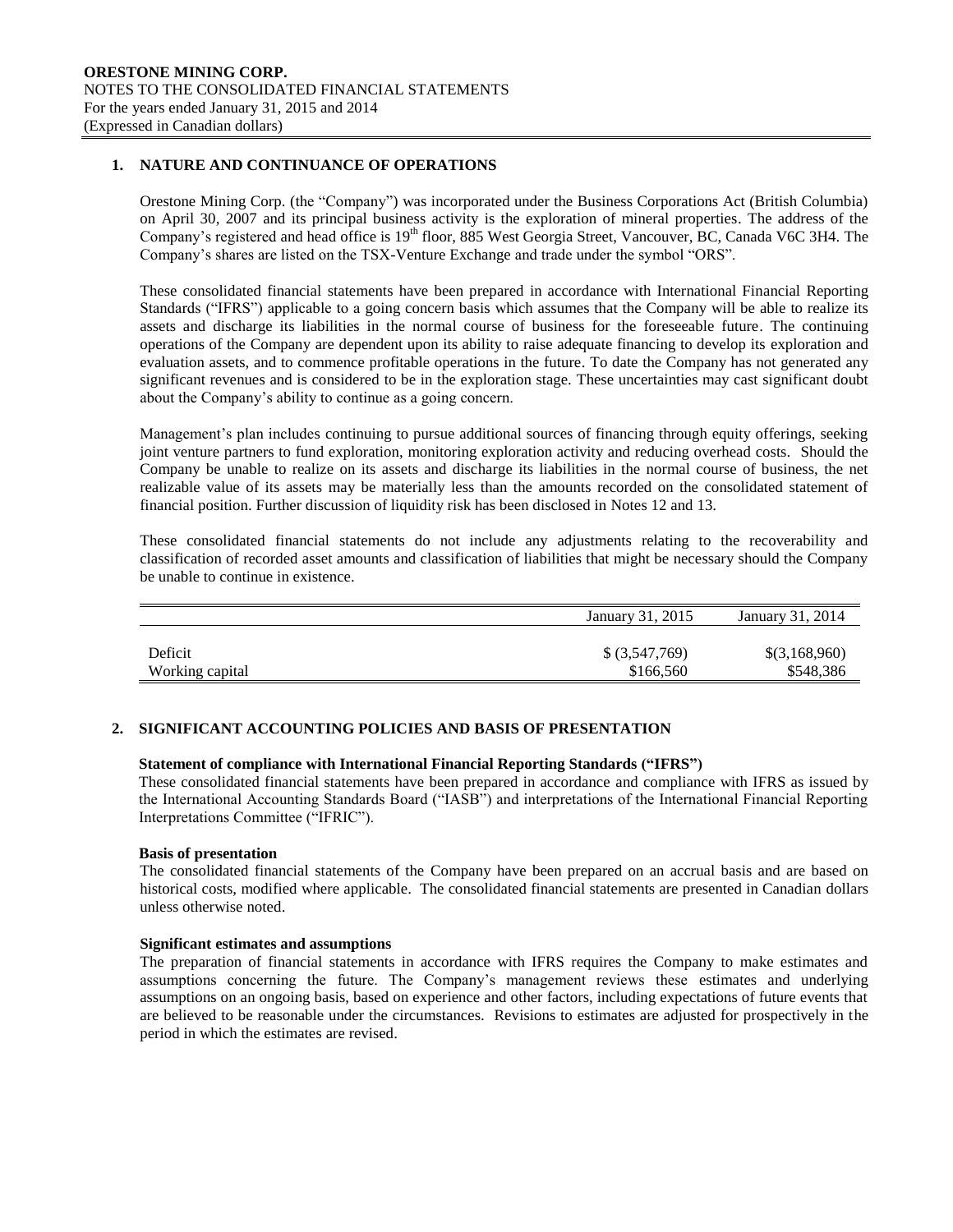## 1. NATURE AND CONTINUANCE OF OPERATIONS

Orestone Mining Corp. (the "Company") was incorporated under the Business Corporations Act (British Columbia) on April 30, 2007 and its principal business activity is the exploration of mineral properties. The address of the Company's registered and head office is 19th floor, 885 West Georgia Street, Vancouver, BC, Canada V6C 3H4. The Company's shares are listed on the TSX-Venture Exchange and trade under the symbol "ORS".

These consolidated financial statements have been prepared in accordance with International Financial Reporting Standards ("IFRS") applicable to a going concern basis which assumes that the Company will be able to realize its assets and discharge its liabilities in the normal course of business for the foreseeable future. The continuing operations of the Company are dependent upon its ability to raise adequate financing to develop its exploration and evaluation assets, and to commence profitable operations in the future. To date the Company has not generated any significant revenues and is considered to be in the exploration stage. These uncertainties may cast significant doubt about the Company's ability to continue as a going concern.

Management's plan includes continuing to pursue additional sources of financing through equity offerings, seeking joint venture partners to fund exploration, monitoring exploration activity and reducing overhead costs. Should the Company be unable to realize on its assets and discharge its liabilities in the normal course of business, the net realizable value of its assets may be materially less than the amounts recorded on the consolidated statement of financial position. Further discussion of liquidity risk has been disclosed in Notes 12 and 13.

These consolidated financial statements do not include any adjustments relating to the recoverability and classification of recorded asset amounts and classification of liabilities that might be necessary should the Company be unable to continue in existence.

| | January 31, 2015 | January 31, 2014 |
|---|---|---|
| Deficit | $ (3,547,769) | $(3,168,960) |
| Working capital | $166,560 | $548,386 |

## 2. SIGNIFICANT ACCOUNTING POLICIES AND BASIS OF PRESENTATION

**Statement of compliance with International Financial Reporting Standards ("IFRS")**

These consolidated financial statements have been prepared in accordance and compliance with IFRS as issued by the International Accounting Standards Board ("IASB") and interpretations of the International Financial Reporting Interpretations Committee ("IFRIC").

**Basis of presentation**

The consolidated financial statements of the Company have been prepared on an accrual basis and are based on historical costs, modified where applicable. The consolidated financial statements are presented in Canadian dollars unless otherwise noted.

**Significant estimates and assumptions**

The preparation of financial statements in accordance with IFRS requires the Company to make estimates and assumptions concerning the future. The Company's management reviews these estimates and underlying assumptions on an ongoing basis, based on experience and other factors, including expectations of future events that are believed to be reasonable under the circumstances. Revisions to estimates are adjusted for prospectively in the period in which the estimates are revised.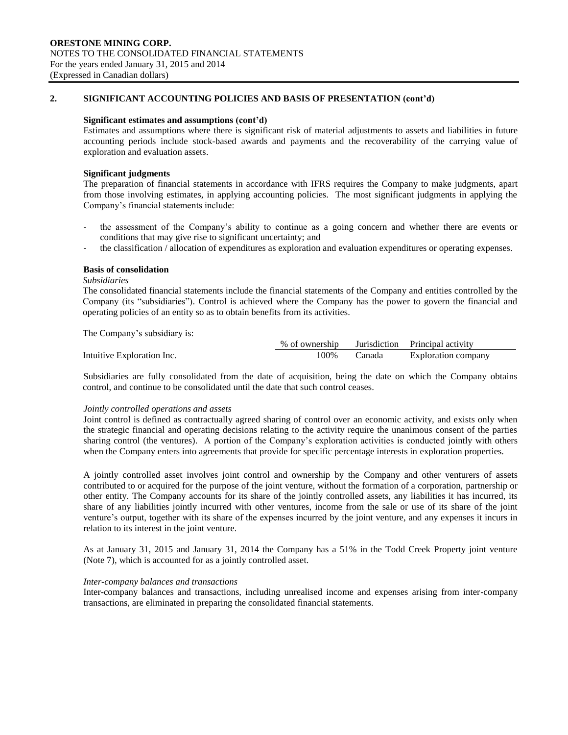## 2. SIGNIFICANT ACCOUNTING POLICIES AND BASIS OF PRESENTATION (cont'd)

**Significant estimates and assumptions (cont'd)**

Estimates and assumptions where there is significant risk of material adjustments to assets and liabilities in future accounting periods include stock-based awards and payments and the recoverability of the carrying value of exploration and evaluation assets.

**Significant judgments**

The preparation of financial statements in accordance with IFRS requires the Company to make judgments, apart from those involving estimates, in applying accounting policies. The most significant judgments in applying the Company's financial statements include:

- the assessment of the Company's ability to continue as a going concern and whether there are events or conditions that may give rise to significant uncertainty; and
- the classification / allocation of expenditures as exploration and evaluation expenditures or operating expenses.

**Basis of consolidation**

*Subsidiaries*

The consolidated financial statements include the financial statements of the Company and entities controlled by the Company (its "subsidiaries"). Control is achieved where the Company has the power to govern the financial and operating policies of an entity so as to obtain benefits from its activities.

The Company's subsidiary is:

| | % of ownership | Jurisdiction | Principal activity |
|---|---|---|---|
| Intuitive Exploration Inc. | 100% | Canada | Exploration company |

Subsidiaries are fully consolidated from the date of acquisition, being the date on which the Company obtains control, and continue to be consolidated until the date that such control ceases.

*Jointly controlled operations and assets*

Joint control is defined as contractually agreed sharing of control over an economic activity, and exists only when the strategic financial and operating decisions relating to the activity require the unanimous consent of the parties sharing control (the ventures). A portion of the Company's exploration activities is conducted jointly with others when the Company enters into agreements that provide for specific percentage interests in exploration properties.

A jointly controlled asset involves joint control and ownership by the Company and other venturers of assets contributed to or acquired for the purpose of the joint venture, without the formation of a corporation, partnership or other entity. The Company accounts for its share of the jointly controlled assets, any liabilities it has incurred, its share of any liabilities jointly incurred with other ventures, income from the sale or use of its share of the joint venture's output, together with its share of the expenses incurred by the joint venture, and any expenses it incurs in relation to its interest in the joint venture.

As at January 31, 2015 and January 31, 2014 the Company has a 51% in the Todd Creek Property joint venture (Note 7), which is accounted for as a jointly controlled asset.

*Inter-company balances and transactions*

Inter-company balances and transactions, including unrealised income and expenses arising from inter-company transactions, are eliminated in preparing the consolidated financial statements.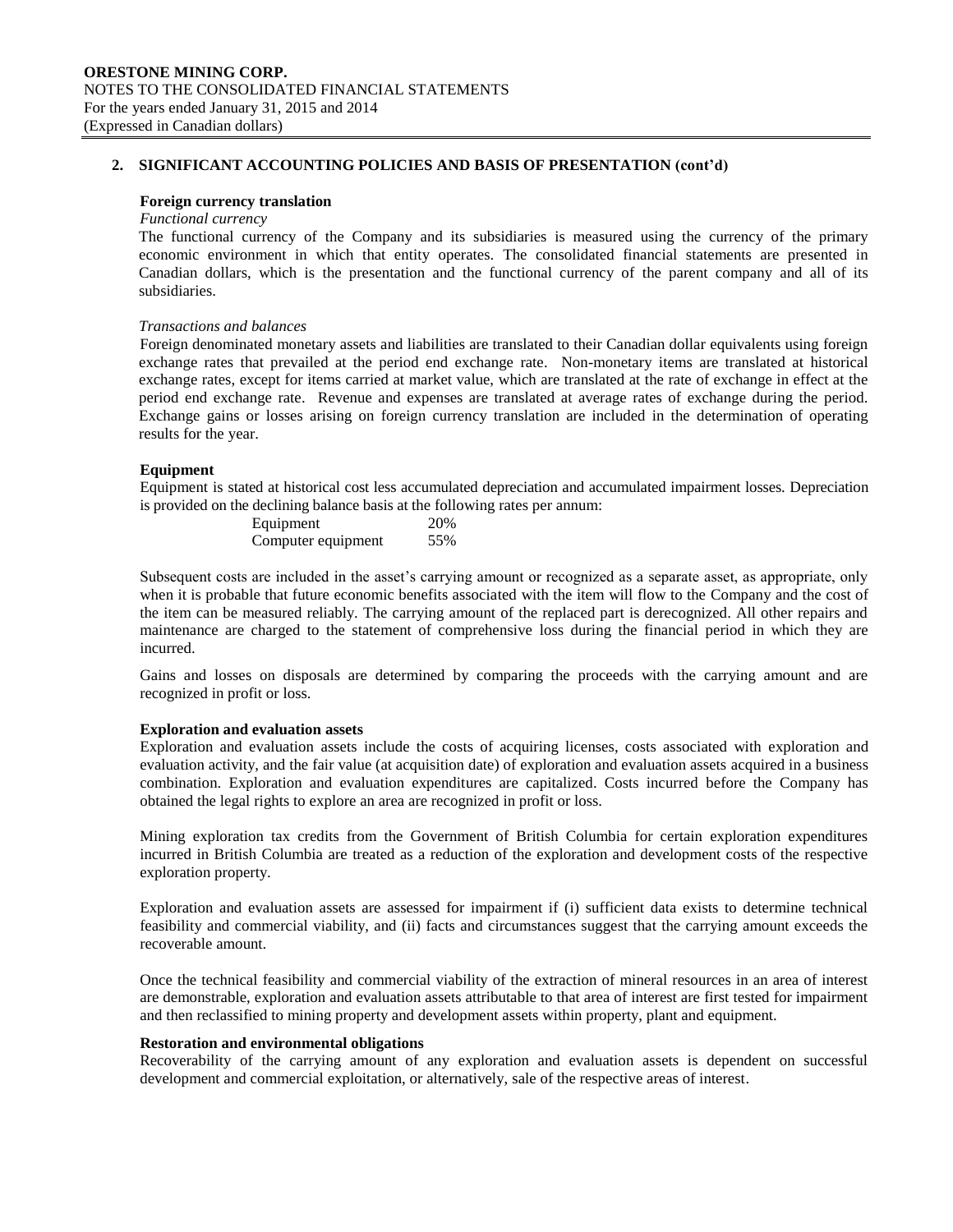## 2. SIGNIFICANT ACCOUNTING POLICIES AND BASIS OF PRESENTATION (cont'd)

### Foreign currency translation

*Functional currency*

The functional currency of the Company and its subsidiaries is measured using the currency of the primary economic environment in which that entity operates. The consolidated financial statements are presented in Canadian dollars, which is the presentation and the functional currency of the parent company and all of its subsidiaries.

*Transactions and balances*

Foreign denominated monetary assets and liabilities are translated to their Canadian dollar equivalents using foreign exchange rates that prevailed at the period end exchange rate. Non-monetary items are translated at historical exchange rates, except for items carried at market value, which are translated at the rate of exchange in effect at the period end exchange rate. Revenue and expenses are translated at average rates of exchange during the period. Exchange gains or losses arising on foreign currency translation are included in the determination of operating results for the year.

### Equipment

Equipment is stated at historical cost less accumulated depreciation and accumulated impairment losses. Depreciation is provided on the declining balance basis at the following rates per annum:

| | |
|---|---|
| Equipment | 20% |
| Computer equipment | 55% |

Subsequent costs are included in the asset's carrying amount or recognized as a separate asset, as appropriate, only when it is probable that future economic benefits associated with the item will flow to the Company and the cost of the item can be measured reliably. The carrying amount of the replaced part is derecognized. All other repairs and maintenance are charged to the statement of comprehensive loss during the financial period in which they are incurred.

Gains and losses on disposals are determined by comparing the proceeds with the carrying amount and are recognized in profit or loss.

### Exploration and evaluation assets

Exploration and evaluation assets include the costs of acquiring licenses, costs associated with exploration and evaluation activity, and the fair value (at acquisition date) of exploration and evaluation assets acquired in a business combination. Exploration and evaluation expenditures are capitalized. Costs incurred before the Company has obtained the legal rights to explore an area are recognized in profit or loss.

Mining exploration tax credits from the Government of British Columbia for certain exploration expenditures incurred in British Columbia are treated as a reduction of the exploration and development costs of the respective exploration property.

Exploration and evaluation assets are assessed for impairment if (i) sufficient data exists to determine technical feasibility and commercial viability, and (ii) facts and circumstances suggest that the carrying amount exceeds the recoverable amount.

Once the technical feasibility and commercial viability of the extraction of mineral resources in an area of interest are demonstrable, exploration and evaluation assets attributable to that area of interest are first tested for impairment and then reclassified to mining property and development assets within property, plant and equipment.

### Restoration and environmental obligations

Recoverability of the carrying amount of any exploration and evaluation assets is dependent on successful development and commercial exploitation, or alternatively, sale of the respective areas of interest.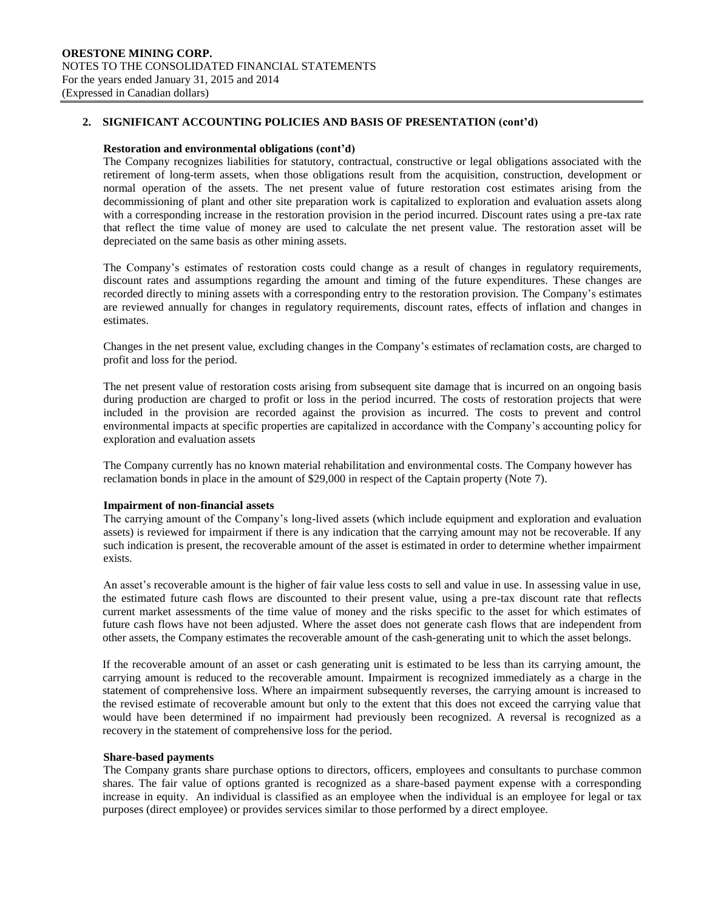## 2. SIGNIFICANT ACCOUNTING POLICIES AND BASIS OF PRESENTATION (cont'd)

### Restoration and environmental obligations (cont'd)

The Company recognizes liabilities for statutory, contractual, constructive or legal obligations associated with the retirement of long-term assets, when those obligations result from the acquisition, construction, development or normal operation of the assets. The net present value of future restoration cost estimates arising from the decommissioning of plant and other site preparation work is capitalized to exploration and evaluation assets along with a corresponding increase in the restoration provision in the period incurred. Discount rates using a pre-tax rate that reflect the time value of money are used to calculate the net present value. The restoration asset will be depreciated on the same basis as other mining assets.

The Company's estimates of restoration costs could change as a result of changes in regulatory requirements, discount rates and assumptions regarding the amount and timing of the future expenditures. These changes are recorded directly to mining assets with a corresponding entry to the restoration provision. The Company's estimates are reviewed annually for changes in regulatory requirements, discount rates, effects of inflation and changes in estimates.

Changes in the net present value, excluding changes in the Company's estimates of reclamation costs, are charged to profit and loss for the period.

The net present value of restoration costs arising from subsequent site damage that is incurred on an ongoing basis during production are charged to profit or loss in the period incurred. The costs of restoration projects that were included in the provision are recorded against the provision as incurred. The costs to prevent and control environmental impacts at specific properties are capitalized in accordance with the Company's accounting policy for exploration and evaluation assets

The Company currently has no known material rehabilitation and environmental costs. The Company however has reclamation bonds in place in the amount of $29,000 in respect of the Captain property (Note 7).

### Impairment of non-financial assets

The carrying amount of the Company's long-lived assets (which include equipment and exploration and evaluation assets) is reviewed for impairment if there is any indication that the carrying amount may not be recoverable. If any such indication is present, the recoverable amount of the asset is estimated in order to determine whether impairment exists.

An asset's recoverable amount is the higher of fair value less costs to sell and value in use. In assessing value in use, the estimated future cash flows are discounted to their present value, using a pre-tax discount rate that reflects current market assessments of the time value of money and the risks specific to the asset for which estimates of future cash flows have not been adjusted. Where the asset does not generate cash flows that are independent from other assets, the Company estimates the recoverable amount of the cash-generating unit to which the asset belongs.

If the recoverable amount of an asset or cash generating unit is estimated to be less than its carrying amount, the carrying amount is reduced to the recoverable amount. Impairment is recognized immediately as a charge in the statement of comprehensive loss. Where an impairment subsequently reverses, the carrying amount is increased to the revised estimate of recoverable amount but only to the extent that this does not exceed the carrying value that would have been determined if no impairment had previously been recognized. A reversal is recognized as a recovery in the statement of comprehensive loss for the period.

### Share-based payments

The Company grants share purchase options to directors, officers, employees and consultants to purchase common shares. The fair value of options granted is recognized as a share-based payment expense with a corresponding increase in equity. An individual is classified as an employee when the individual is an employee for legal or tax purposes (direct employee) or provides services similar to those performed by a direct employee.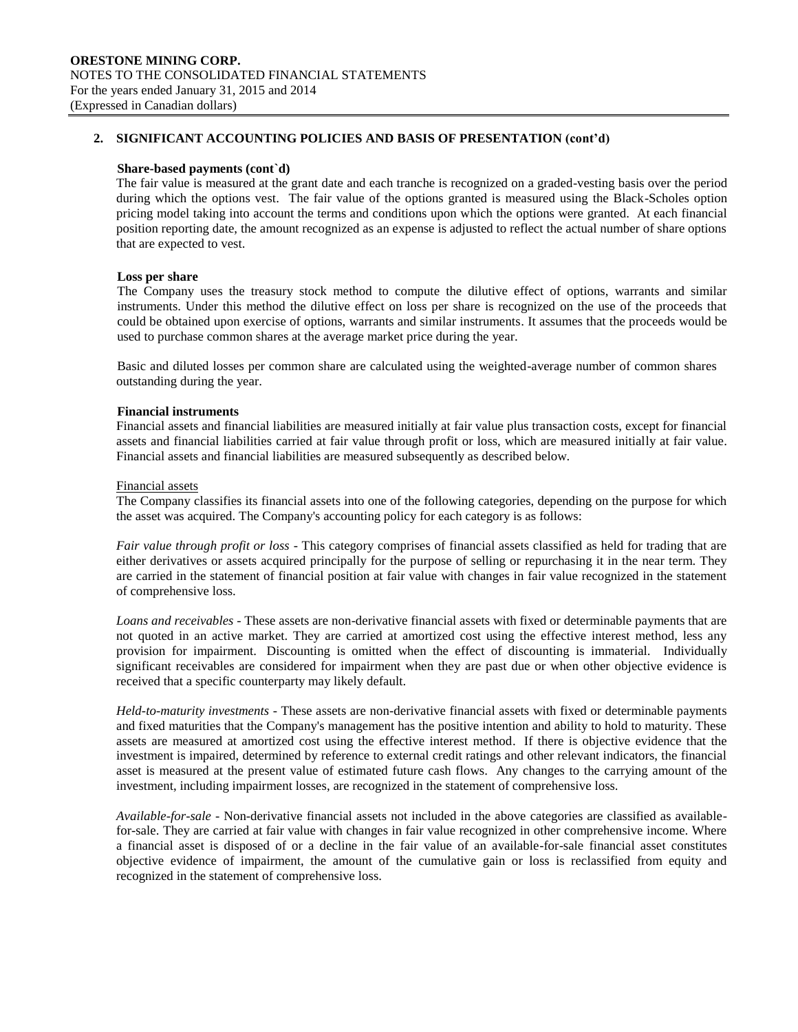## 2. SIGNIFICANT ACCOUNTING POLICIES AND BASIS OF PRESENTATION (cont'd)

**Share-based payments (cont`d)**

The fair value is measured at the grant date and each tranche is recognized on a graded-vesting basis over the period during which the options vest. The fair value of the options granted is measured using the Black-Scholes option pricing model taking into account the terms and conditions upon which the options were granted. At each financial position reporting date, the amount recognized as an expense is adjusted to reflect the actual number of share options that are expected to vest.

**Loss per share**

The Company uses the treasury stock method to compute the dilutive effect of options, warrants and similar instruments. Under this method the dilutive effect on loss per share is recognized on the use of the proceeds that could be obtained upon exercise of options, warrants and similar instruments. It assumes that the proceeds would be used to purchase common shares at the average market price during the year.

Basic and diluted losses per common share are calculated using the weighted-average number of common shares outstanding during the year.

**Financial instruments**

Financial assets and financial liabilities are measured initially at fair value plus transaction costs, except for financial assets and financial liabilities carried at fair value through profit or loss, which are measured initially at fair value. Financial assets and financial liabilities are measured subsequently as described below.

Financial assets

The Company classifies its financial assets into one of the following categories, depending on the purpose for which the asset was acquired. The Company's accounting policy for each category is as follows:

*Fair value through profit or loss* - This category comprises of financial assets classified as held for trading that are either derivatives or assets acquired principally for the purpose of selling or repurchasing it in the near term. They are carried in the statement of financial position at fair value with changes in fair value recognized in the statement of comprehensive loss.

*Loans and receivables* - These assets are non-derivative financial assets with fixed or determinable payments that are not quoted in an active market. They are carried at amortized cost using the effective interest method, less any provision for impairment. Discounting is omitted when the effect of discounting is immaterial. Individually significant receivables are considered for impairment when they are past due or when other objective evidence is received that a specific counterparty may likely default.

*Held-to-maturity investments* - These assets are non-derivative financial assets with fixed or determinable payments and fixed maturities that the Company's management has the positive intention and ability to hold to maturity. These assets are measured at amortized cost using the effective interest method. If there is objective evidence that the investment is impaired, determined by reference to external credit ratings and other relevant indicators, the financial asset is measured at the present value of estimated future cash flows. Any changes to the carrying amount of the investment, including impairment losses, are recognized in the statement of comprehensive loss.

*Available-for-sale* - Non-derivative financial assets not included in the above categories are classified as available-for-sale. They are carried at fair value with changes in fair value recognized in other comprehensive income. Where a financial asset is disposed of or a decline in the fair value of an available-for-sale financial asset constitutes objective evidence of impairment, the amount of the cumulative gain or loss is reclassified from equity and recognized in the statement of comprehensive loss.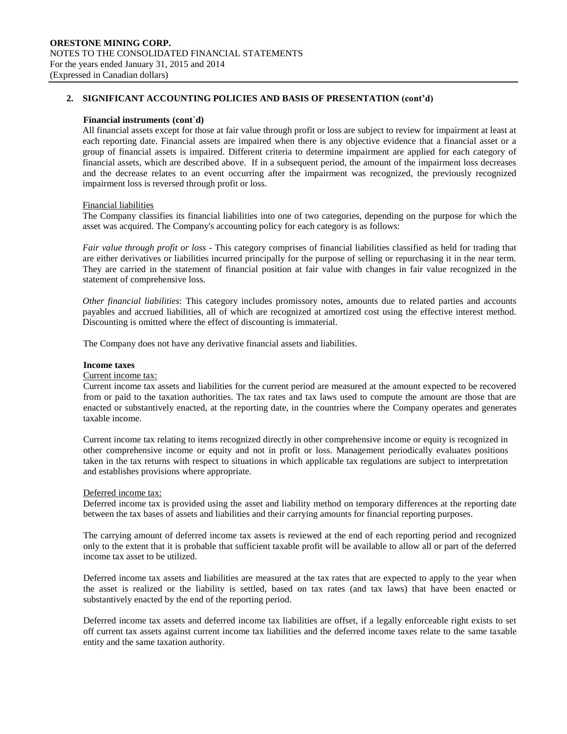## 2. SIGNIFICANT ACCOUNTING POLICIES AND BASIS OF PRESENTATION (cont'd)

**Financial instruments (cont`d)**

All financial assets except for those at fair value through profit or loss are subject to review for impairment at least at each reporting date. Financial assets are impaired when there is any objective evidence that a financial asset or a group of financial assets is impaired. Different criteria to determine impairment are applied for each category of financial assets, which are described above. If in a subsequent period, the amount of the impairment loss decreases and the decrease relates to an event occurring after the impairment was recognized, the previously recognized impairment loss is reversed through profit or loss.

Financial liabilities

The Company classifies its financial liabilities into one of two categories, depending on the purpose for which the asset was acquired. The Company's accounting policy for each category is as follows:

*Fair value through profit or loss* - This category comprises of financial liabilities classified as held for trading that are either derivatives or liabilities incurred principally for the purpose of selling or repurchasing it in the near term. They are carried in the statement of financial position at fair value with changes in fair value recognized in the statement of comprehensive loss.

*Other financial liabilities*: This category includes promissory notes, amounts due to related parties and accounts payables and accrued liabilities, all of which are recognized at amortized cost using the effective interest method. Discounting is omitted where the effect of discounting is immaterial.

The Company does not have any derivative financial assets and liabilities.

**Income taxes**

Current income tax:

Current income tax assets and liabilities for the current period are measured at the amount expected to be recovered from or paid to the taxation authorities. The tax rates and tax laws used to compute the amount are those that are enacted or substantively enacted, at the reporting date, in the countries where the Company operates and generates taxable income.

Current income tax relating to items recognized directly in other comprehensive income or equity is recognized in other comprehensive income or equity and not in profit or loss. Management periodically evaluates positions taken in the tax returns with respect to situations in which applicable tax regulations are subject to interpretation and establishes provisions where appropriate.

Deferred income tax:

Deferred income tax is provided using the asset and liability method on temporary differences at the reporting date between the tax bases of assets and liabilities and their carrying amounts for financial reporting purposes.

The carrying amount of deferred income tax assets is reviewed at the end of each reporting period and recognized only to the extent that it is probable that sufficient taxable profit will be available to allow all or part of the deferred income tax asset to be utilized.

Deferred income tax assets and liabilities are measured at the tax rates that are expected to apply to the year when the asset is realized or the liability is settled, based on tax rates (and tax laws) that have been enacted or substantively enacted by the end of the reporting period.

Deferred income tax assets and deferred income tax liabilities are offset, if a legally enforceable right exists to set off current tax assets against current income tax liabilities and the deferred income taxes relate to the same taxable entity and the same taxation authority.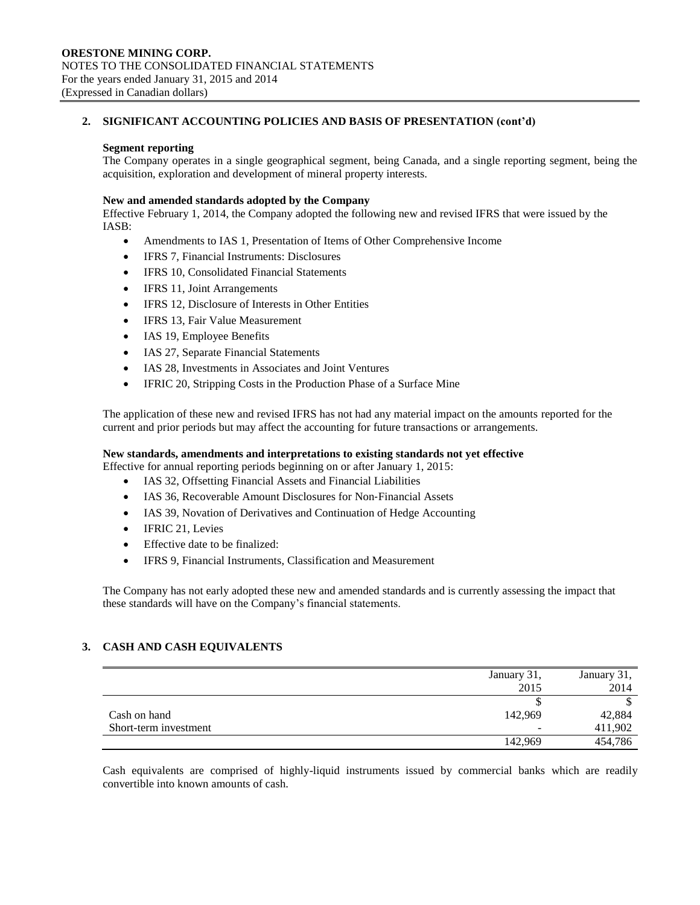## 2. SIGNIFICANT ACCOUNTING POLICIES AND BASIS OF PRESENTATION (cont'd)

### Segment reporting

The Company operates in a single geographical segment, being Canada, and a single reporting segment, being the acquisition, exploration and development of mineral property interests.

### New and amended standards adopted by the Company

Effective February 1, 2014, the Company adopted the following new and revised IFRS that were issued by the IASB:

- Amendments to IAS 1, Presentation of Items of Other Comprehensive Income
- IFRS 7, Financial Instruments: Disclosures
- IFRS 10, Consolidated Financial Statements
- IFRS 11, Joint Arrangements
- IFRS 12, Disclosure of Interests in Other Entities
- IFRS 13, Fair Value Measurement
- IAS 19, Employee Benefits
- IAS 27, Separate Financial Statements
- IAS 28, Investments in Associates and Joint Ventures
- IFRIC 20, Stripping Costs in the Production Phase of a Surface Mine

The application of these new and revised IFRS has not had any material impact on the amounts reported for the current and prior periods but may affect the accounting for future transactions or arrangements.

### New standards, amendments and interpretations to existing standards not yet effective

Effective for annual reporting periods beginning on or after January 1, 2015:

- IAS 32, Offsetting Financial Assets and Financial Liabilities
- IAS 36, Recoverable Amount Disclosures for Non-Financial Assets
- IAS 39, Novation of Derivatives and Continuation of Hedge Accounting
- IFRIC 21, Levies
- Effective date to be finalized:
- IFRS 9, Financial Instruments, Classification and Measurement

The Company has not early adopted these new and amended standards and is currently assessing the impact that these standards will have on the Company's financial statements.

## 3. CASH AND CASH EQUIVALENTS

| | January 31, 2015 | January 31, 2014 |
|---|---|---|
| | $ | $ |
| Cash on hand | 142,969 | 42,884 |
| Short-term investment | - | 411,902 |
| | 142,969 | 454,786 |

Cash equivalents are comprised of highly-liquid instruments issued by commercial banks which are readily convertible into known amounts of cash.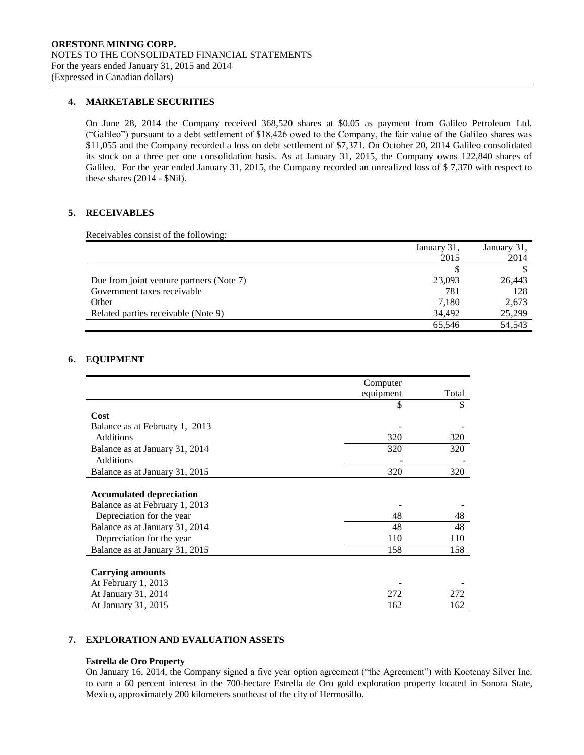## 4. MARKETABLE SECURITIES

On June 28, 2014 the Company received 368,520 shares at $0.05 as payment from Galileo Petroleum Ltd. ("Galileo") pursuant to a debt settlement of $18,426 owed to the Company, the fair value of the Galileo shares was $11,055 and the Company recorded a loss on debt settlement of $7,371. On October 20, 2014 Galileo consolidated its stock on a three per one consolidation basis. As at January 31, 2015, the Company owns 122,840 shares of Galileo. For the year ended January 31, 2015, the Company recorded an unrealized loss of $ 7,370 with respect to these shares (2014 - $Nil).

## 5. RECEIVABLES

Receivables consist of the following:

| | January 31, 2015 | January 31, 2014 |
|---|---|---|
| | $ | $ |
| Due from joint venture partners (Note 7) | 23,093 | 26,443 |
| Government taxes receivable | 781 | 128 |
| Other | 7,180 | 2,673 |
| Related parties receivable (Note 9) | 34,492 | 25,299 |
| | 65,546 | 54,543 |

## 6. EQUIPMENT

| | Computer equipment | Total |
|---|---|---|
| | $ | $ |
| **Cost** | | |
| Balance as at February 1, 2013 | - | - |
| Additions | 320 | 320 |
| Balance as at January 31, 2014 | 320 | 320 |
| Additions | - | - |
| Balance as at January 31, 2015 | 320 | 320 |
| **Accumulated depreciation** | | |
| Balance as at February 1, 2013 | - | - |
| Depreciation for the year | 48 | 48 |
| Balance as at January 31, 2014 | 48 | 48 |
| Depreciation for the year | 110 | 110 |
| Balance as at January 31, 2015 | 158 | 158 |
| **Carrying amounts** | | |
| At February 1, 2013 | - | - |
| At January 31, 2014 | 272 | 272 |
| At January 31, 2015 | 162 | 162 |

## 7. EXPLORATION AND EVALUATION ASSETS

### Estrella de Oro Property

On January 16, 2014, the Company signed a five year option agreement ("the Agreement") with Kootenay Silver Inc. to earn a 60 percent interest in the 700-hectare Estrella de Oro gold exploration property located in Sonora State, Mexico, approximately 200 kilometers southeast of the city of Hermosillo.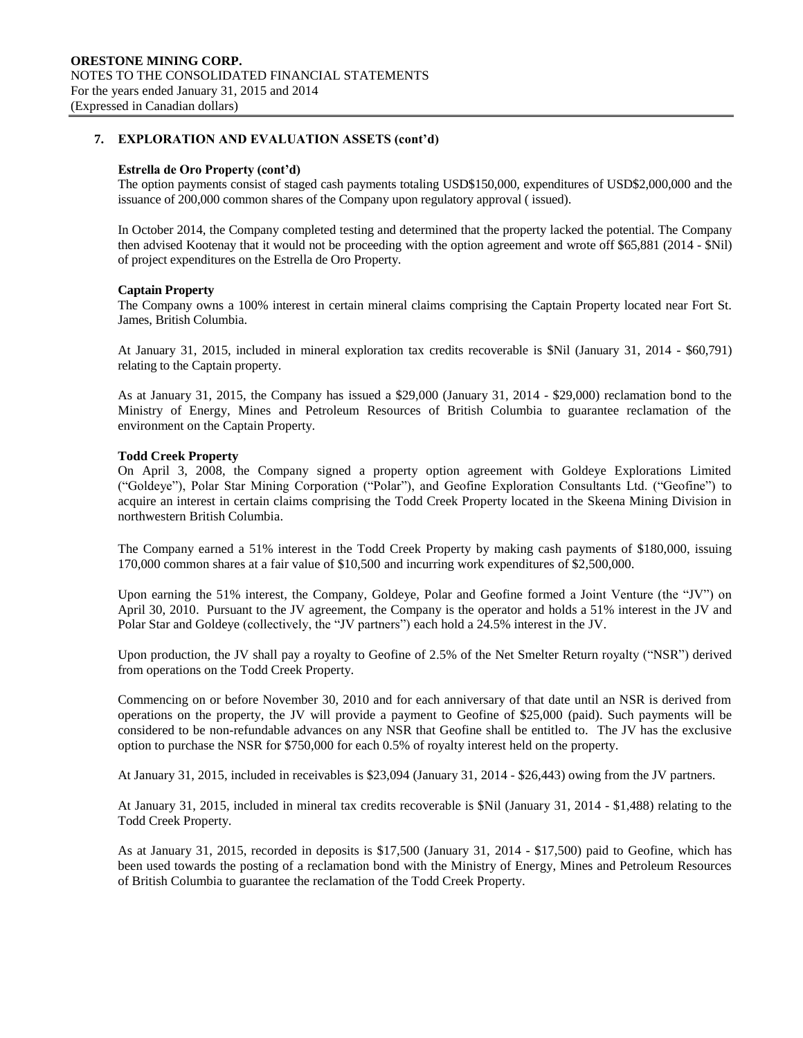## 7. EXPLORATION AND EVALUATION ASSETS (cont'd)

**Estrella de Oro Property (cont'd)**

The option payments consist of staged cash payments totaling USD$150,000, expenditures of USD$2,000,000 and the issuance of 200,000 common shares of the Company upon regulatory approval ( issued).

In October 2014, the Company completed testing and determined that the property lacked the potential. The Company then advised Kootenay that it would not be proceeding with the option agreement and wrote off $65,881 (2014 - $Nil) of project expenditures on the Estrella de Oro Property.

**Captain Property**

The Company owns a 100% interest in certain mineral claims comprising the Captain Property located near Fort St. James, British Columbia.

At January 31, 2015, included in mineral exploration tax credits recoverable is $Nil (January 31, 2014 - $60,791) relating to the Captain property.

As at January 31, 2015, the Company has issued a $29,000 (January 31, 2014 - $29,000) reclamation bond to the Ministry of Energy, Mines and Petroleum Resources of British Columbia to guarantee reclamation of the environment on the Captain Property.

**Todd Creek Property**

On April 3, 2008, the Company signed a property option agreement with Goldeye Explorations Limited ("Goldeye"), Polar Star Mining Corporation ("Polar"), and Geofine Exploration Consultants Ltd. ("Geofine") to acquire an interest in certain claims comprising the Todd Creek Property located in the Skeena Mining Division in northwestern British Columbia.

The Company earned a 51% interest in the Todd Creek Property by making cash payments of $180,000, issuing 170,000 common shares at a fair value of $10,500 and incurring work expenditures of $2,500,000.

Upon earning the 51% interest, the Company, Goldeye, Polar and Geofine formed a Joint Venture (the "JV") on April 30, 2010. Pursuant to the JV agreement, the Company is the operator and holds a 51% interest in the JV and Polar Star and Goldeye (collectively, the "JV partners") each hold a 24.5% interest in the JV.

Upon production, the JV shall pay a royalty to Geofine of 2.5% of the Net Smelter Return royalty ("NSR") derived from operations on the Todd Creek Property.

Commencing on or before November 30, 2010 and for each anniversary of that date until an NSR is derived from operations on the property, the JV will provide a payment to Geofine of $25,000 (paid). Such payments will be considered to be non-refundable advances on any NSR that Geofine shall be entitled to. The JV has the exclusive option to purchase the NSR for $750,000 for each 0.5% of royalty interest held on the property.

At January 31, 2015, included in receivables is $23,094 (January 31, 2014 - $26,443) owing from the JV partners.

At January 31, 2015, included in mineral tax credits recoverable is $Nil (January 31, 2014 - $1,488) relating to the Todd Creek Property.

As at January 31, 2015, recorded in deposits is $17,500 (January 31, 2014 - $17,500) paid to Geofine, which has been used towards the posting of a reclamation bond with the Ministry of Energy, Mines and Petroleum Resources of British Columbia to guarantee the reclamation of the Todd Creek Property.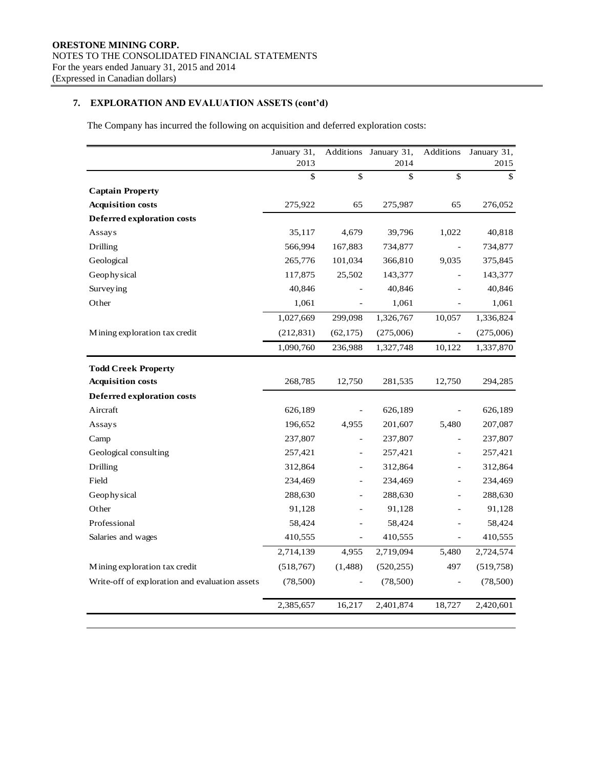**ORESTONE MINING CORP.**
NOTES TO THE CONSOLIDATED FINANCIAL STATEMENTS
For the years ended January 31, 2015 and 2014
(Expressed in Canadian dollars)

## 7. EXPLORATION AND EVALUATION ASSETS (cont'd)

The Company has incurred the following on acquisition and deferred exploration costs:

| | January 31, 2013 | Additions | January 31, 2014 | Additions | January 31, 2015 |
|---|---|---|---|---|---|
| | $ | $ | $ | $ | $ |
| **Captain Property** | | | | | |
| **Acquisition costs** | 275,922 | 65 | 275,987 | 65 | 276,052 |
| **Deferred exploration costs** | | | | | |
| Assays | 35,117 | 4,679 | 39,796 | 1,022 | 40,818 |
| Drilling | 566,994 | 167,883 | 734,877 | - | 734,877 |
| Geological | 265,776 | 101,034 | 366,810 | 9,035 | 375,845 |
| Geophysical | 117,875 | 25,502 | 143,377 | - | 143,377 |
| Surveying | 40,846 | - | 40,846 | - | 40,846 |
| Other | 1,061 | - | 1,061 | - | 1,061 |
| | 1,027,669 | 299,098 | 1,326,767 | 10,057 | 1,336,824 |
| Mining exploration tax credit | (212,831) | (62,175) | (275,006) | - | (275,006) |
| | 1,090,760 | 236,988 | 1,327,748 | 10,122 | 1,337,870 |
| **Todd Creek Property** | | | | | |
| **Acquisition costs** | 268,785 | 12,750 | 281,535 | 12,750 | 294,285 |
| **Deferred exploration costs** | | | | | |
| Aircraft | 626,189 | - | 626,189 | - | 626,189 |
| Assays | 196,652 | 4,955 | 201,607 | 5,480 | 207,087 |
| Camp | 237,807 | - | 237,807 | - | 237,807 |
| Geological consulting | 257,421 | - | 257,421 | - | 257,421 |
| Drilling | 312,864 | - | 312,864 | - | 312,864 |
| Field | 234,469 | - | 234,469 | - | 234,469 |
| Geophysical | 288,630 | - | 288,630 | - | 288,630 |
| Other | 91,128 | - | 91,128 | - | 91,128 |
| Professional | 58,424 | - | 58,424 | - | 58,424 |
| Salaries and wages | 410,555 | - | 410,555 | - | 410,555 |
| | 2,714,139 | 4,955 | 2,719,094 | 5,480 | 2,724,574 |
| Mining exploration tax credit | (518,767) | (1,488) | (520,255) | 497 | (519,758) |
| Write-off of exploration and evaluation assets | (78,500) | - | (78,500) | - | (78,500) |
| | 2,385,657 | 16,217 | 2,401,874 | 18,727 | 2,420,601 |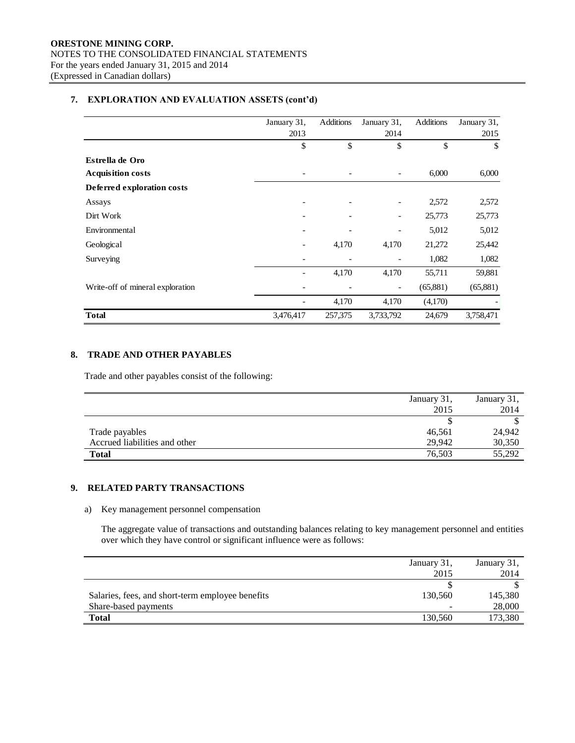## 7. EXPLORATION AND EVALUATION ASSETS (cont'd)

| | January 31, 2013 | Additions | January 31, 2014 | Additions | January 31, 2015 |
|---|---|---|---|---|---|
| | $ | $ | $ | $ | $ |
| **Estrella de Oro** | | | | | |
| **Acquisition costs** | - | - | - | 6,000 | 6,000 |
| **Deferred exploration costs** | | | | | |
| Assays | - | - | - | 2,572 | 2,572 |
| Dirt Work | - | - | - | 25,773 | 25,773 |
| Environmental | - | - | - | 5,012 | 5,012 |
| Geological | - | 4,170 | 4,170 | 21,272 | 25,442 |
| Surveying | - | - | - | 1,082 | 1,082 |
| | - | 4,170 | 4,170 | 55,711 | 59,881 |
| Write-off of mineral exploration | - | - | - | (65,881) | (65,881) |
| | - | 4,170 | 4,170 | (4,170) | - |
| **Total** | 3,476,417 | 257,375 | 3,733,792 | 24,679 | 3,758,471 |

## 8. TRADE AND OTHER PAYABLES

Trade and other payables consist of the following:

| | January 31, 2015 | January 31, 2014 |
|---|---|---|
| | $ | $ |
| Trade payables | 46,561 | 24,942 |
| Accrued liabilities and other | 29,942 | 30,350 |
| **Total** | 76,503 | 55,292 |

## 9. RELATED PARTY TRANSACTIONS

a) Key management personnel compensation

The aggregate value of transactions and outstanding balances relating to key management personnel and entities over which they have control or significant influence were as follows:

| | January 31, 2015 | January 31, 2014 |
|---|---|---|
| | $ | $ |
| Salaries, fees, and short-term employee benefits | 130,560 | 145,380 |
| Share-based payments | - | 28,000 |
| **Total** | 130,560 | 173,380 |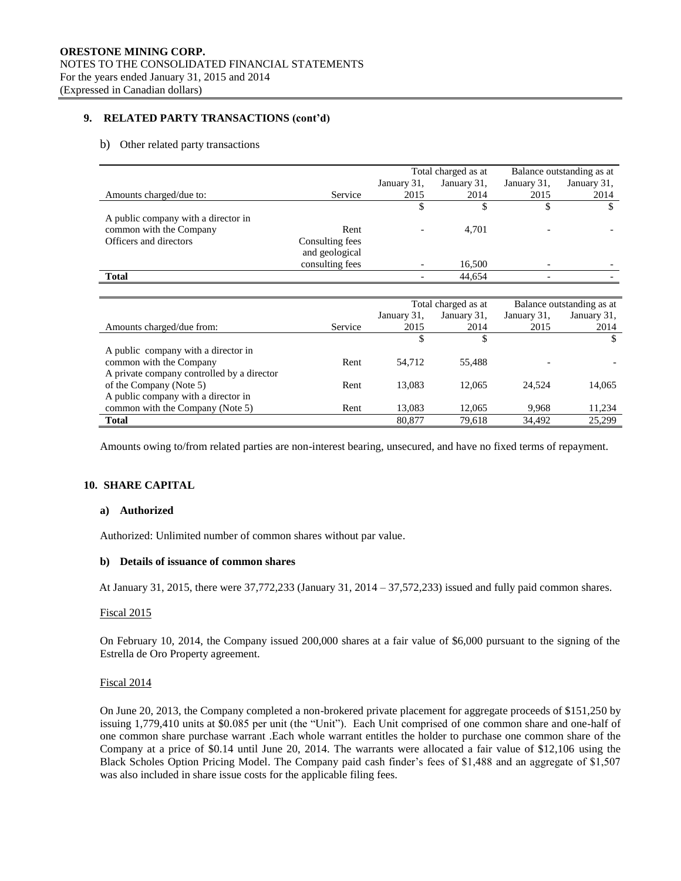## 9. RELATED PARTY TRANSACTIONS (cont'd)

b) Other related party transactions

| Amounts charged/due to: | Service | Total charged as at January 31, 2015 | Total charged as at January 31, 2014 | Balance outstanding as at January 31, 2015 | Balance outstanding as at January 31, 2014 |
|---|---|---|---|---|---|
| | | $ | $ | $ | $ |
| A public company with a director in common with the Company | Rent | - | 4,701 | - | - |
| Officers and directors | Consulting fees and geological consulting fees | - | 16,500 | - | - |
| **Total** | | - | 44,654 | - | - |

| Amounts charged/due from: | Service | Total charged as at January 31, 2015 | Total charged as at January 31, 2014 | Balance outstanding as at January 31, 2015 | Balance outstanding as at January 31, 2014 |
|---|---|---|---|---|---|
| | | $ | $ | | $ |
| A public company with a director in common with the Company | Rent | 54,712 | 55,488 | - | - |
| A private company controlled by a director of the Company (Note 5) | Rent | 13,083 | 12,065 | 24,524 | 14,065 |
| A public company with a director in common with the Company (Note 5) | Rent | 13,083 | 12,065 | 9,968 | 11,234 |
| **Total** | | 80,877 | 79,618 | 34,492 | 25,299 |

Amounts owing to/from related parties are non-interest bearing, unsecured, and have no fixed terms of repayment.

## 10. SHARE CAPITAL

### a) Authorized

Authorized: Unlimited number of common shares without par value.

### b) Details of issuance of common shares

At January 31, 2015, there were 37,772,233 (January 31, 2014 – 37,572,233) issued and fully paid common shares.

Fiscal 2015

On February 10, 2014, the Company issued 200,000 shares at a fair value of $6,000 pursuant to the signing of the Estrella de Oro Property agreement.

Fiscal 2014

On June 20, 2013, the Company completed a non-brokered private placement for aggregate proceeds of $151,250 by issuing 1,779,410 units at $0.085 per unit (the "Unit"). Each Unit comprised of one common share and one-half of one common share purchase warrant .Each whole warrant entitles the holder to purchase one common share of the Company at a price of $0.14 until June 20, 2014. The warrants were allocated a fair value of $12,106 using the Black Scholes Option Pricing Model. The Company paid cash finder's fees of $1,488 and an aggregate of $1,507 was also included in share issue costs for the applicable filing fees.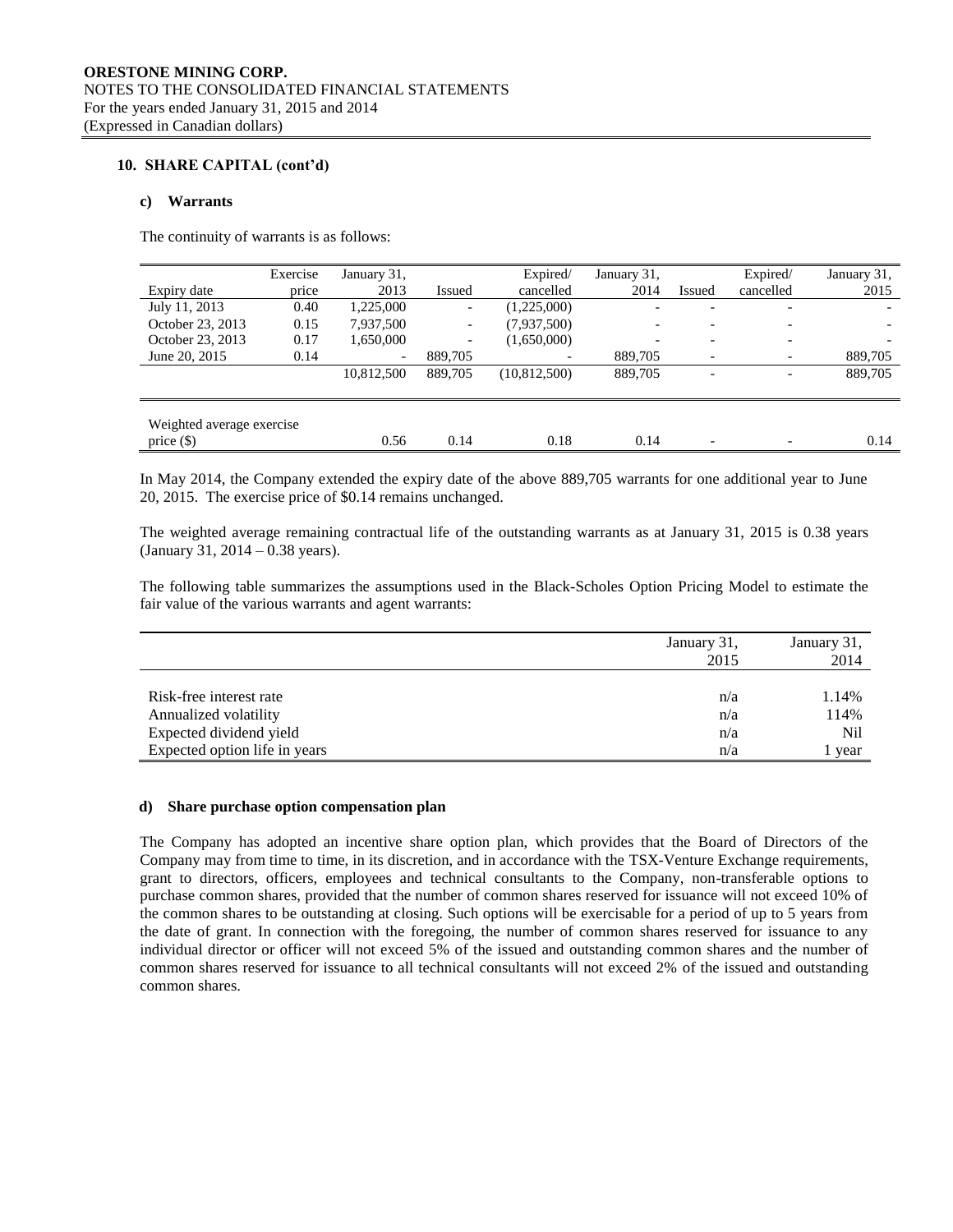**ORESTONE MINING CORP.**
NOTES TO THE CONSOLIDATED FINANCIAL STATEMENTS
For the years ended January 31, 2015 and 2014
(Expressed in Canadian dollars)

## 10. SHARE CAPITAL (cont'd)

### c) Warrants

The continuity of warrants is as follows:

| Expiry date | Exercise price | January 31, 2013 | Issued | Expired/ cancelled | January 31, 2014 | Issued | Expired/ cancelled | January 31, 2015 |
|---|---|---|---|---|---|---|---|---|
| July 11, 2013 | 0.40 | 1,225,000 | - | (1,225,000) | - | - | - | - |
| October 23, 2013 | 0.15 | 7,937,500 | - | (7,937,500) | - | - | - | - |
| October 23, 2013 | 0.17 | 1,650,000 | - | (1,650,000) | - | - | - | - |
| June 20, 2015 | 0.14 | - | 889,705 | - | 889,705 | - | - | 889,705 |
| | | 10,812,500 | 889,705 | (10,812,500) | 889,705 | - | - | 889,705 |
| Weighted average exercise price ($) | | 0.56 | 0.14 | 0.18 | 0.14 | - | - | 0.14 |

In May 2014, the Company extended the expiry date of the above 889,705 warrants for one additional year to June 20, 2015. The exercise price of $0.14 remains unchanged.

The weighted average remaining contractual life of the outstanding warrants as at January 31, 2015 is 0.38 years (January 31, 2014 – 0.38 years).

The following table summarizes the assumptions used in the Black-Scholes Option Pricing Model to estimate the fair value of the various warrants and agent warrants:

| | January 31, 2015 | January 31, 2014 |
|---|---|---|
| Risk-free interest rate | n/a | 1.14% |
| Annualized volatility | n/a | 114% |
| Expected dividend yield | n/a | Nil |
| Expected option life in years | n/a | 1 year |

### d) Share purchase option compensation plan

The Company has adopted an incentive share option plan, which provides that the Board of Directors of the Company may from time to time, in its discretion, and in accordance with the TSX-Venture Exchange requirements, grant to directors, officers, employees and technical consultants to the Company, non-transferable options to purchase common shares, provided that the number of common shares reserved for issuance will not exceed 10% of the common shares to be outstanding at closing. Such options will be exercisable for a period of up to 5 years from the date of grant. In connection with the foregoing, the number of common shares reserved for issuance to any individual director or officer will not exceed 5% of the issued and outstanding common shares and the number of common shares reserved for issuance to all technical consultants will not exceed 2% of the issued and outstanding common shares.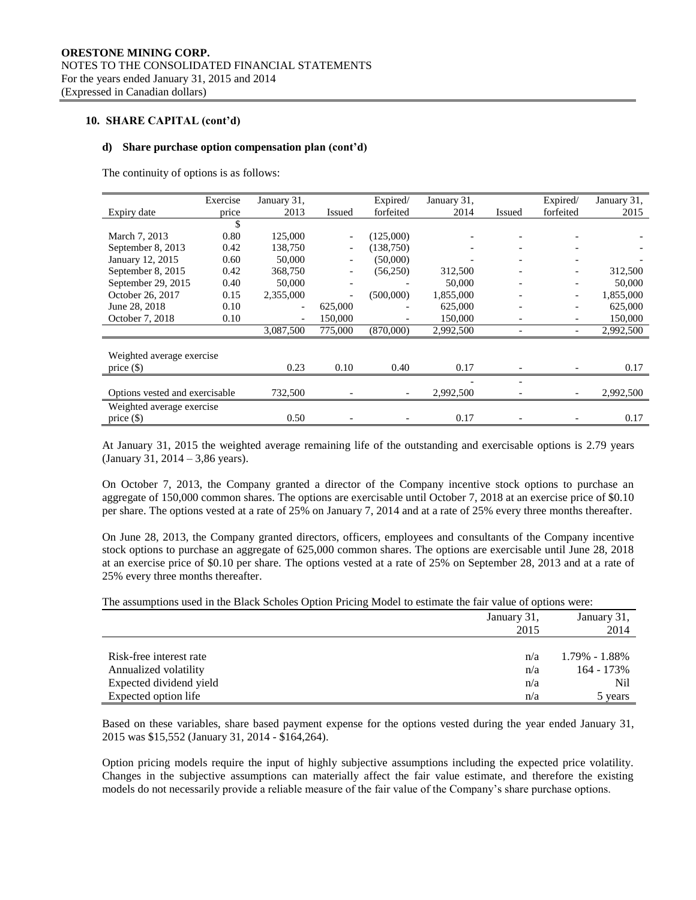**ORESTONE MINING CORP.**
NOTES TO THE CONSOLIDATED FINANCIAL STATEMENTS
For the years ended January 31, 2015 and 2014
(Expressed in Canadian dollars)

**10. SHARE CAPITAL (cont'd)**

**d) Share purchase option compensation plan (cont'd)**

The continuity of options is as follows:

| Expiry date | Exercise price | January 31, 2013 | Issued | Expired/ forfeited | January 31, 2014 | Issued | Expired/ forfeited | January 31, 2015 |
|---|---|---|---|---|---|---|---|---|
| | $ | | | | | | | |
| March 7, 2013 | 0.80 | 125,000 | - | (125,000) | - | - | - | - |
| September 8, 2013 | 0.42 | 138,750 | - | (138,750) | - | - | - | - |
| January 12, 2015 | 0.60 | 50,000 | - | (50,000) | - | - | - | - |
| September 8, 2015 | 0.42 | 368,750 | - | (56,250) | 312,500 | - | - | 312,500 |
| September 29, 2015 | 0.40 | 50,000 | - | - | 50,000 | - | - | 50,000 |
| October 26, 2017 | 0.15 | 2,355,000 | - | (500,000) | 1,855,000 | - | - | 1,855,000 |
| June 28, 2018 | 0.10 | - | 625,000 | - | 625,000 | - | - | 625,000 |
| October 7, 2018 | 0.10 | - | 150,000 | - | 150,000 | - | - | 150,000 |
| | | 3,087,500 | 775,000 | (870,000) | 2,992,500 | - | - | 2,992,500 |
| Weighted average exercise price ($) | | 0.23 | 0.10 | 0.40 | 0.17 | - | - | 0.17 |
| Options vested and exercisable | | 732,500 | - | - | 2,992,500 | - | - | 2,992,500 |
| Weighted average exercise price ($) | | 0.50 | - | - | 0.17 | - | - | 0.17 |

At January 31, 2015 the weighted average remaining life of the outstanding and exercisable options is 2.79 years (January 31, 2014 – 3,86 years).

On October 7, 2013, the Company granted a director of the Company incentive stock options to purchase an aggregate of 150,000 common shares. The options are exercisable until October 7, 2018 at an exercise price of $0.10 per share. The options vested at a rate of 25% on January 7, 2014 and at a rate of 25% every three months thereafter.

On June 28, 2013, the Company granted directors, officers, employees and consultants of the Company incentive stock options to purchase an aggregate of 625,000 common shares. The options are exercisable until June 28, 2018 at an exercise price of $0.10 per share. The options vested at a rate of 25% on September 28, 2013 and at a rate of 25% every three months thereafter.

The assumptions used in the Black Scholes Option Pricing Model to estimate the fair value of options were:

| | January 31, 2015 | January 31, 2014 |
|---|---|---|
| Risk-free interest rate | n/a | 1.79% - 1.88% |
| Annualized volatility | n/a | 164 - 173% |
| Expected dividend yield | n/a | Nil |
| Expected option life | n/a | 5 years |

Based on these variables, share based payment expense for the options vested during the year ended January 31, 2015 was $15,552 (January 31, 2014 - $164,264).

Option pricing models require the input of highly subjective assumptions including the expected price volatility. Changes in the subjective assumptions can materially affect the fair value estimate, and therefore the existing models do not necessarily provide a reliable measure of the fair value of the Company's share purchase options.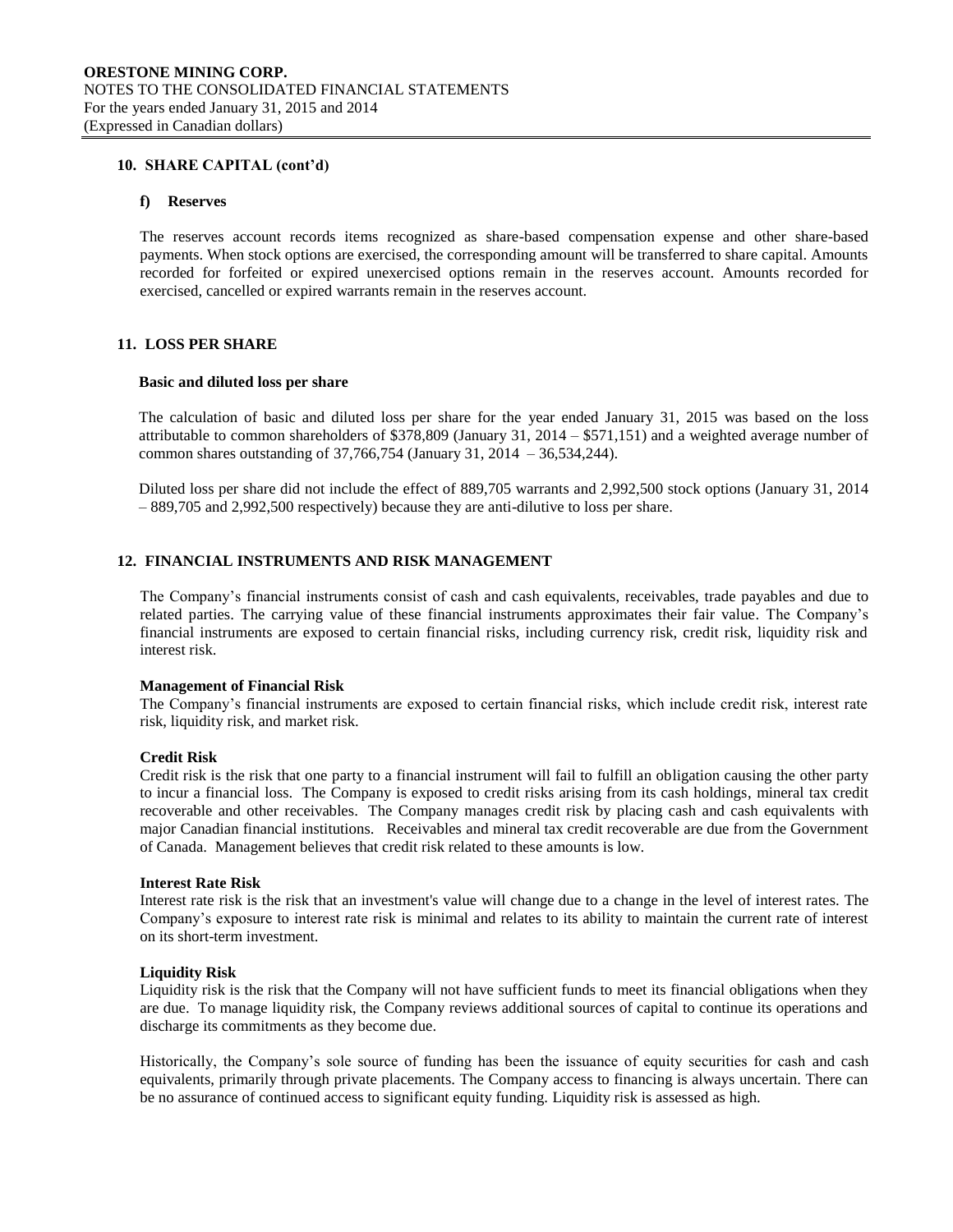## 10. SHARE CAPITAL (cont'd)

### f) Reserves

The reserves account records items recognized as share-based compensation expense and other share-based payments. When stock options are exercised, the corresponding amount will be transferred to share capital. Amounts recorded for forfeited or expired unexercised options remain in the reserves account. Amounts recorded for exercised, cancelled or expired warrants remain in the reserves account.

## 11. LOSS PER SHARE

### Basic and diluted loss per share

The calculation of basic and diluted loss per share for the year ended January 31, 2015 was based on the loss attributable to common shareholders of $378,809 (January 31, 2014 – $571,151) and a weighted average number of common shares outstanding of 37,766,754 (January 31, 2014 – 36,534,244).

Diluted loss per share did not include the effect of 889,705 warrants and 2,992,500 stock options (January 31, 2014 – 889,705 and 2,992,500 respectively) because they are anti-dilutive to loss per share.

## 12. FINANCIAL INSTRUMENTS AND RISK MANAGEMENT

The Company's financial instruments consist of cash and cash equivalents, receivables, trade payables and due to related parties. The carrying value of these financial instruments approximates their fair value. The Company's financial instruments are exposed to certain financial risks, including currency risk, credit risk, liquidity risk and interest risk.

**Management of Financial Risk**
The Company's financial instruments are exposed to certain financial risks, which include credit risk, interest rate risk, liquidity risk, and market risk.

**Credit Risk**
Credit risk is the risk that one party to a financial instrument will fail to fulfill an obligation causing the other party to incur a financial loss. The Company is exposed to credit risks arising from its cash holdings, mineral tax credit recoverable and other receivables. The Company manages credit risk by placing cash and cash equivalents with major Canadian financial institutions. Receivables and mineral tax credit recoverable are due from the Government of Canada. Management believes that credit risk related to these amounts is low.

**Interest Rate Risk**
Interest rate risk is the risk that an investment's value will change due to a change in the level of interest rates. The Company's exposure to interest rate risk is minimal and relates to its ability to maintain the current rate of interest on its short-term investment.

**Liquidity Risk**
Liquidity risk is the risk that the Company will not have sufficient funds to meet its financial obligations when they are due. To manage liquidity risk, the Company reviews additional sources of capital to continue its operations and discharge its commitments as they become due.

Historically, the Company's sole source of funding has been the issuance of equity securities for cash and cash equivalents, primarily through private placements. The Company access to financing is always uncertain. There can be no assurance of continued access to significant equity funding. Liquidity risk is assessed as high.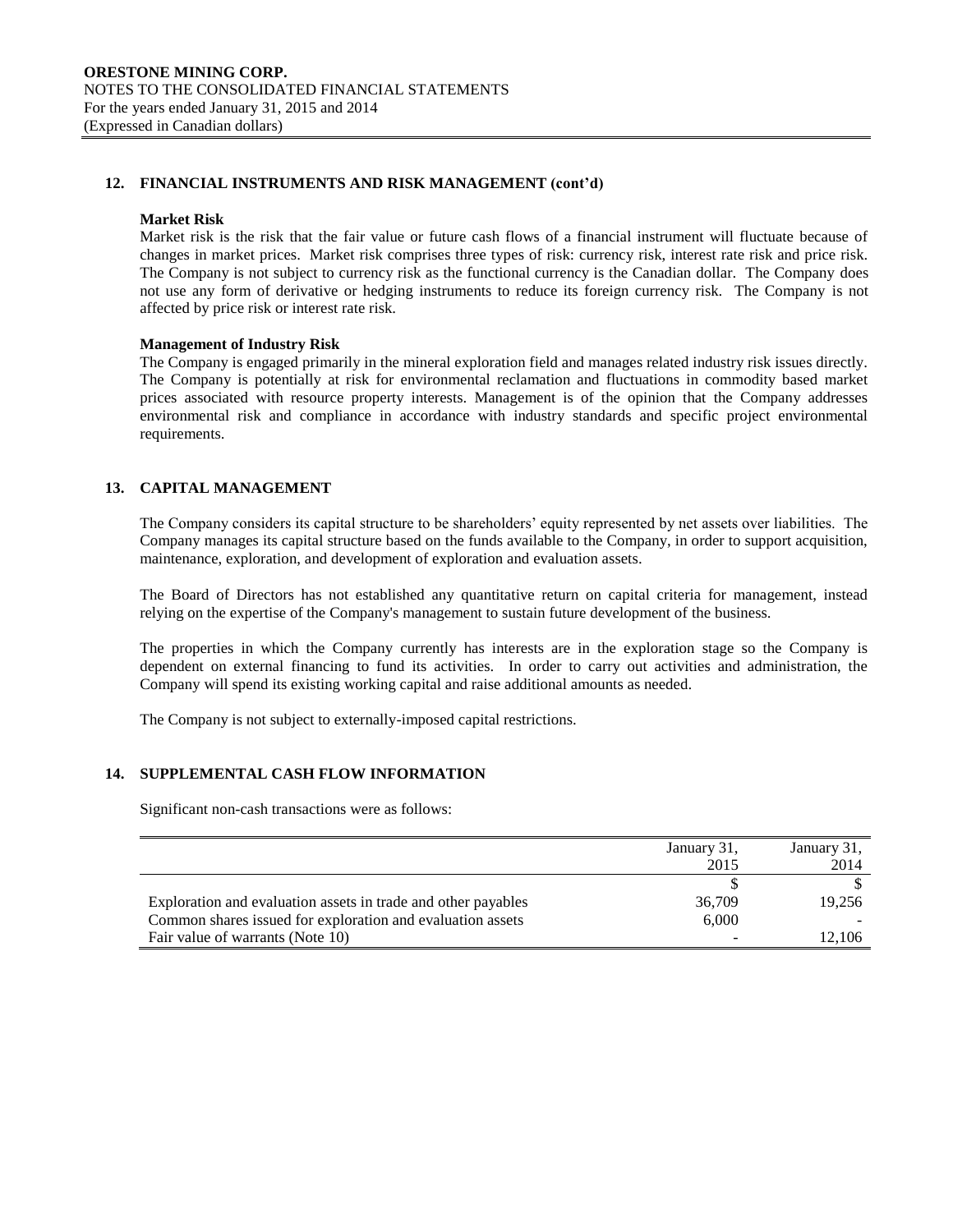## 12. FINANCIAL INSTRUMENTS AND RISK MANAGEMENT (cont'd)

**Market Risk**

Market risk is the risk that the fair value or future cash flows of a financial instrument will fluctuate because of changes in market prices. Market risk comprises three types of risk: currency risk, interest rate risk and price risk. The Company is not subject to currency risk as the functional currency is the Canadian dollar. The Company does not use any form of derivative or hedging instruments to reduce its foreign currency risk. The Company is not affected by price risk or interest rate risk.

**Management of Industry Risk**

The Company is engaged primarily in the mineral exploration field and manages related industry risk issues directly. The Company is potentially at risk for environmental reclamation and fluctuations in commodity based market prices associated with resource property interests. Management is of the opinion that the Company addresses environmental risk and compliance in accordance with industry standards and specific project environmental requirements.

## 13. CAPITAL MANAGEMENT

The Company considers its capital structure to be shareholders' equity represented by net assets over liabilities. The Company manages its capital structure based on the funds available to the Company, in order to support acquisition, maintenance, exploration, and development of exploration and evaluation assets.

The Board of Directors has not established any quantitative return on capital criteria for management, instead relying on the expertise of the Company's management to sustain future development of the business.

The properties in which the Company currently has interests are in the exploration stage so the Company is dependent on external financing to fund its activities. In order to carry out activities and administration, the Company will spend its existing working capital and raise additional amounts as needed.

The Company is not subject to externally-imposed capital restrictions.

## 14. SUPPLEMENTAL CASH FLOW INFORMATION

Significant non-cash transactions were as follows:

| | January 31, 2015 | January 31, 2014 |
|---|---|---|
| | $ | $ |
| Exploration and evaluation assets in trade and other payables | 36,709 | 19,256 |
| Common shares issued for exploration and evaluation assets | 6,000 | - |
| Fair value of warrants (Note 10) | - | 12,106 |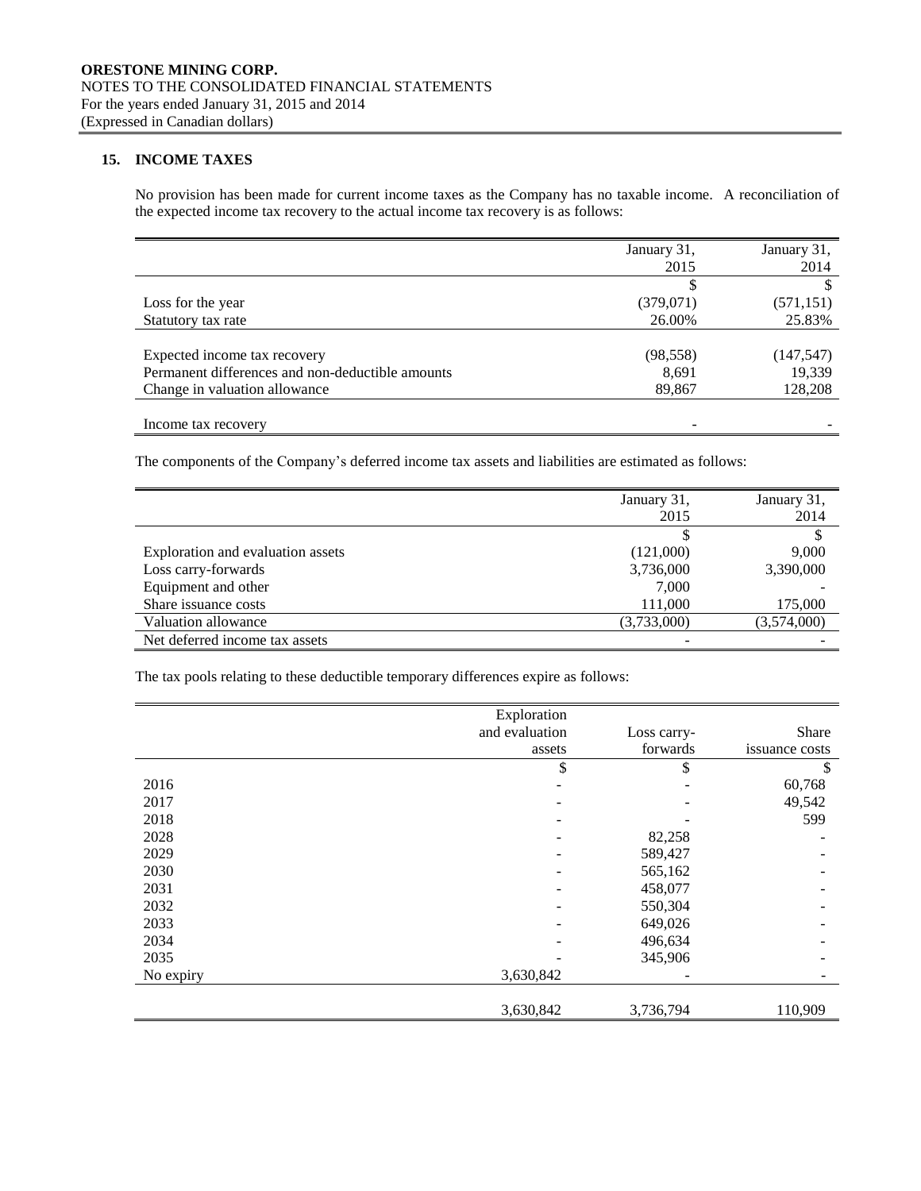**ORESTONE MINING CORP.**
NOTES TO THE CONSOLIDATED FINANCIAL STATEMENTS
For the years ended January 31, 2015 and 2014
(Expressed in Canadian dollars)

## 15. INCOME TAXES

No provision has been made for current income taxes as the Company has no taxable income. A reconciliation of the expected income tax recovery to the actual income tax recovery is as follows:

| | January 31, 2015 | January 31, 2014 |
|---|---|---|
| | $ | $ |
| Loss for the year | (379,071) | (571,151) |
| Statutory tax rate | 26.00% | 25.83% |
| | | |
| Expected income tax recovery | (98,558) | (147,547) |
| Permanent differences and non-deductible amounts | 8,691 | 19,339 |
| Change in valuation allowance | 89,867 | 128,208 |
| | | |
| Income tax recovery | - | - |

The components of the Company's deferred income tax assets and liabilities are estimated as follows:

| | January 31, 2015 | January 31, 2014 |
|---|---|---|
| | $ | $ |
| Exploration and evaluation assets | (121,000) | 9,000 |
| Loss carry-forwards | 3,736,000 | 3,390,000 |
| Equipment and other | 7,000 | - |
| Share issuance costs | 111,000 | 175,000 |
| Valuation allowance | (3,733,000) | (3,574,000) |
| Net deferred income tax assets | - | - |

The tax pools relating to these deductible temporary differences expire as follows:

| | Exploration and evaluation assets | Loss carry-forwards | Share issuance costs |
|---|---|---|---|
| | $ | $ | $ |
| 2016 | - | - | 60,768 |
| 2017 | - | - | 49,542 |
| 2018 | - | - | 599 |
| 2028 | - | 82,258 | - |
| 2029 | - | 589,427 | - |
| 2030 | - | 565,162 | - |
| 2031 | - | 458,077 | - |
| 2032 | - | 550,304 | - |
| 2033 | - | 649,026 | - |
| 2034 | - | 496,634 | - |
| 2035 | - | 345,906 | - |
| No expiry | 3,630,842 | - | - |
| | | | |
| | 3,630,842 | 3,736,794 | 110,909 |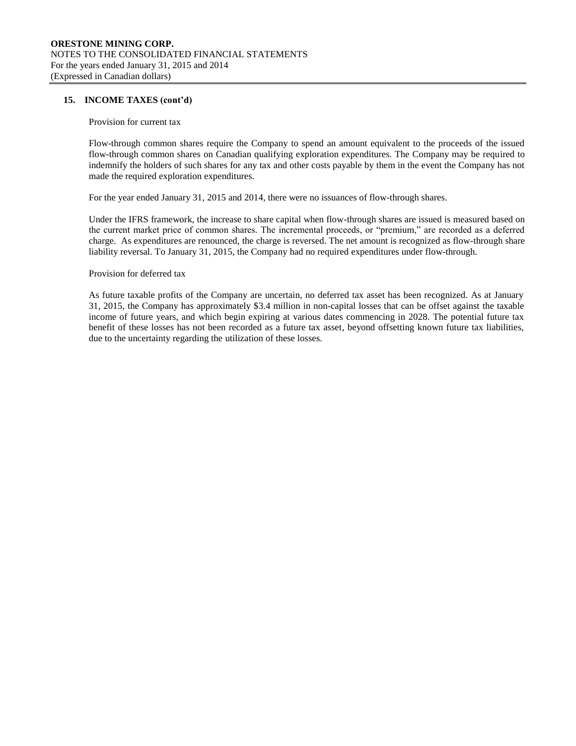## 15. INCOME TAXES (cont'd)

Provision for current tax

Flow-through common shares require the Company to spend an amount equivalent to the proceeds of the issued flow-through common shares on Canadian qualifying exploration expenditures. The Company may be required to indemnify the holders of such shares for any tax and other costs payable by them in the event the Company has not made the required exploration expenditures.

For the year ended January 31, 2015 and 2014, there were no issuances of flow-through shares.

Under the IFRS framework, the increase to share capital when flow-through shares are issued is measured based on the current market price of common shares. The incremental proceeds, or "premium," are recorded as a deferred charge. As expenditures are renounced, the charge is reversed. The net amount is recognized as flow-through share liability reversal. To January 31, 2015, the Company had no required expenditures under flow-through.

Provision for deferred tax

As future taxable profits of the Company are uncertain, no deferred tax asset has been recognized. As at January 31, 2015, the Company has approximately $3.4 million in non-capital losses that can be offset against the taxable income of future years, and which begin expiring at various dates commencing in 2028. The potential future tax benefit of these losses has not been recorded as a future tax asset, beyond offsetting known future tax liabilities, due to the uncertainty regarding the utilization of these losses.